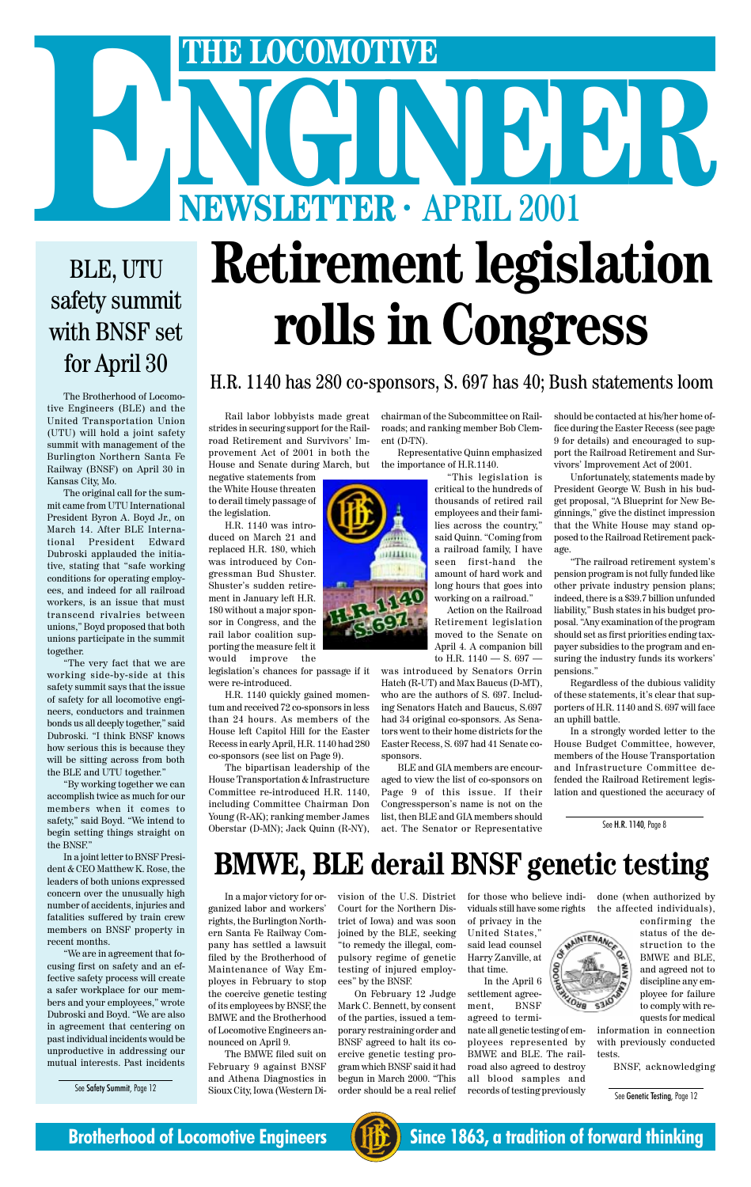# THE LOCOMOTIVE ENGINEER

## NEWSLETTER · APRIL 2001

# Retirement legislation rolls in Congress

### H.R. 1140 has 280 co-sponsors, S. 697 has 40; Bush statements loom

Rail labor lobbyists made great strides in securing support for the Railroad Retirement and Survivors' Improvement Act of 2001 in both the House and Senate during March, but negative statements from the White House threaten to derail timely passage of the legislation.

H.R. 1140 was introduced on March 21 and replaced H.R. 180, which was introduced by Congressman Bud Shuster. Shuster's sudden retirement in January left H.R. 180 without a major sponsor in Congress, and the rail labor coalition supporting the measure felt it would improve the legislation's chances for passage if it were re-introduced.

H.R. 1140 quickly gained momentum and received 72 co-sponsors in less than 24 hours. As members of the House left Capitol Hill for the Easter Recess in early April, H.R. 1140 had 280 co-sponsors (see list on Page 9).

The bipartisan leadership of the House Transportation & Infrastructure Committee re-introduced H.R. 1140, including Committee Chairman Don Young (R-AK); ranking member James Oberstar (D-MN); Jack Quinn (R-NY), chairman of the Subcommittee on Railroads; and ranking member Bob Clement (D-TN).

Representative Quinn emphasized the importance of H.R.1140.

"This legislation is critical to the hundreds of thousands of retired rail employees and their families across the country," said Quinn. "Coming from a railroad family, I have seen first-hand the amount of hard work and long hours that goes into working on a railroad."

Action on the Railroad Retirement legislation moved to the Senate on April 4. A companion bill to H.R. 1140 — S. 697 — was introduced by Senators Orrin Hatch (R-UT) and Max Baucus (D-MT), who are the authors of S. 697. Including Senators Hatch and Baucus, S.697 had 34 original co-sponsors. As Senators went to their home districts for the Easter Recess, S. 697 had 41 Senate co-sponsors.

BLE and GIA members are encouraged to view the list of co-sponsors on Page 9 of this issue. If their Congressperson's name is not on the list, then BLE and GIA members should act. The Senator or Representative should be contacted at his/her home office during the Easter Recess (see page 9 for details) and encouraged to support the Railroad Retirement and Survivors' Improvement Act of 2001.

Unfortunately, statements made by President George W. Bush in his budget proposal, "A Blueprint for New Beginnings," give the distinct impression that the White House may stand opposed to the Railroad Retirement package.

"The railroad retirement system's pension program is not fully funded like other private industry pension plans; indeed, there is a $39.7 billion unfunded liability," Bush states in his budget proposal. "Any examination of the program should set as first priorities ending taxpayer subsidies to the program and ensuring the industry funds its workers' pensions."

Regardless of the dubious validity of these statements, it's clear that supporters of H.R. 1140 and S. 697 will face an uphill battle.

In a strongly worded letter to the House Budget Committee, however, members of the House Transportation and Infrastructure Committee defended the Railroad Retirement legislation and questioned the accuracy of

See H.R. 1140, Page 8

## BLE, UTU safety summit with BNSF set for April 30

The Brotherhood of Locomotive Engineers (BLE) and the United Transportation Union (UTU) will hold a joint safety summit with management of the Burlington Northern Santa Fe Railway (BNSF) on April 30 in Kansas City, Mo.

The original call for the summit came from UTU International President Byron A. Boyd Jr., on March 14. After BLE International President Edward Dubroski applauded the initiative, stating that "safe working conditions for operating employees, and indeed for all railroad workers, is an issue that must transcend rivalries between unions," Boyd proposed that both unions participate in the summit together.

"The very fact that we are working side-by-side at this safety summit says that the issue of safety for all locomotive engineers, conductors and trainmen bonds us all deeply together," said Dubroski. "I think BNSF knows how serious this is because they will be sitting across from both the BLE and UTU together."

"By working together we can accomplish twice as much for our members when it comes to safety," said Boyd. "We intend to begin setting things straight on the BNSF."

In a joint letter to BNSF President & CEO Matthew K. Rose, the leaders of both unions expressed concern over the unusually high number of accidents, injuries and fatalities suffered by train crew members on BNSF property in recent months.

"We are in agreement that focusing first on safety and an effective safety process will create a safer workplace for our members and your employees," wrote Dubroski and Boyd. "We are also in agreement that centering on past individual incidents would be unproductive in addressing our mutual interests. Past incidents

See Safety Summit, Page 12

## BMWE, BLE derail BNSF genetic testing

In a major victory for organized labor and workers' rights, the Burlington Northern Santa Fe Railway Company has settled a lawsuit filed by the Brotherhood of Maintenance of Way Employees in February to stop the coercive genetic testing of its employees by BNSF, the BMWE and the Brotherhood of Locomotive Engineers announced on April 9.

The BMWE filed suit on February 9 against BNSF and Athena Diagnostics in Sioux City, Iowa (Western Division of the U.S. District Court for the Northern District of Iowa) and was soon joined by the BLE, seeking "to remedy the illegal, compulsory regime of genetic testing of injured employees" by the BNSF.

On February 12 Judge Mark C. Bennett, by consent of the parties, issued a temporary restraining order and BNSF agreed to halt its coercive genetic testing program which BNSF said it had begun in March 2000. "This order should be a real relief for those who believe individuals still have some rights of privacy in the United States," said lead counsel Harry Zanville, at that time.

In the April 6 settlement agreement, BNSF agreed to terminate all genetic testing of employees represented by BMWE and BLE. The railroad also agreed to destroy all blood samples and records of testing previously done (when authorized by the affected individuals), confirming the status of the destruction to the BMWE and BLE, and agreed not to discipline any employee for failure to comply with requests for medical information in connection with previously conducted tests.

BNSF, acknowledging

See Genetic Testing, Page 12

**Brotherhood of Locomotive Engineers** — **Since 1863, a tradition of forward thinking**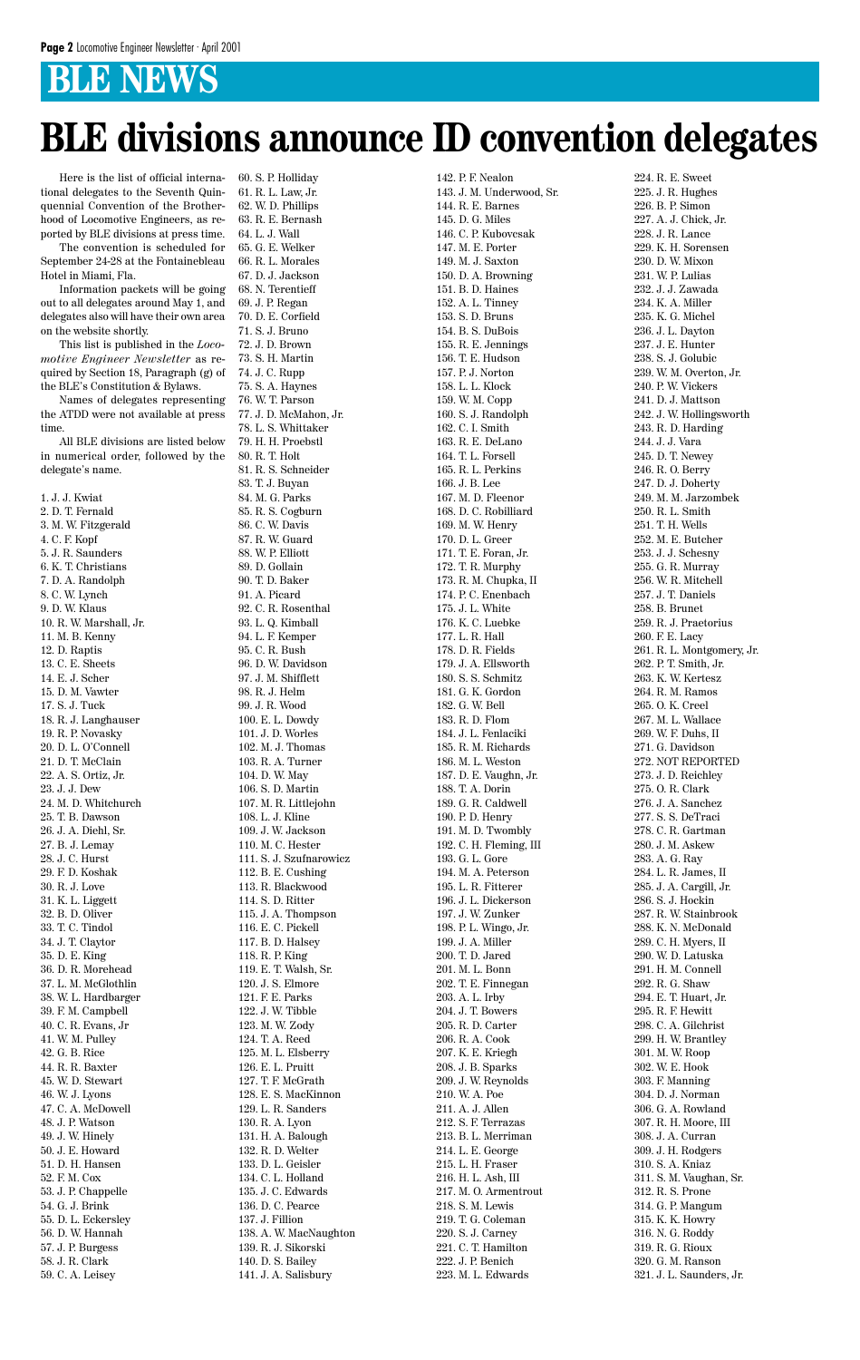# BLE NEWS

# BLE divisions announce ID convention delegates

Here is the list of official international delegates to the Seventh Quinquennial Convention of the Brotherhood of Locomotive Engineers, as reported by BLE divisions at press time.

The convention is scheduled for September 24-28 at the Fontainebleau Hotel in Miami, Fla.

Information packets will be going out to all delegates around May 1, and delegates also will have their own area on the website shortly.

This list is published in the *Locomotive Engineer Newsletter* as required by Section 18, Paragraph (g) of the BLE's Constitution & Bylaws.

Names of delegates representing the ATDD were not available at press time.

All BLE divisions are listed below in numerical order, followed by the delegate's name.

1. J. J. Kwiat
2. D. T. Fernald
3. M. W. Fitzgerald
4. C. F. Kopf
5. J. R. Saunders
6. K. T. Christians
7. D. A. Randolph
8. C. W. Lynch
9. D. W. Klaus
10. R. W. Marshall, Jr.
11. M. B. Kenny
12. D. Raptis
13. C. E. Sheets
14. E. J. Scher
15. D. M. Vawter
17. S. J. Tuck
18. R. J. Langhauser
19. R. P. Novasky
20. D. L. O'Connell
21. D. T. McClain
22. A. S. Ortiz, Jr.
23. J. J. Dew
24. M. D. Whitchurch
25. T. B. Dawson
26. J. A. Diehl, Sr.
27. B. J. Lemay
28. J. C. Hurst
29. F. D. Koshak
30. R. J. Love
31. K. L. Liggett
32. B. D. Oliver
33. T. C. Tindol
34. J. T. Claytor
35. D. E. King
36. D. R. Morehead
37. L. M. McGlothlin
38. W. L. Hardbarger
39. F. M. Campbell
40. C. R. Evans, Jr
41. W. M. Pulley
42. G. B. Rice
44. R. R. Baxter
45. W. D. Stewart
46. W. J. Lyons
47. C. A. McDowell
48. J. P. Watson
49. J. W. Hinely
50. J. E. Howard
51. D. H. Hansen
52. F. M. Cox
53. J. P. Chappelle
54. G. J. Brink
55. D. L. Eckersley
56. D. W. Hannah
57. J. P. Burgess
58. J. R. Clark
59. C. A. Leisey
60. S. P. Holliday
61. R. L. Law, Jr.
62. W. D. Phillips
63. R. E. Bernash
64. L. J. Wall
65. G. E. Welker
66. R. L. Morales
67. D. J. Jackson
68. N. Terentieff
69. J. P. Regan
70. D. E. Corfield
71. S. J. Bruno
72. J. D. Brown
73. S. H. Martin
74. J. C. Rupp
75. S. A. Haynes
76. W. T. Parson
77. J. D. McMahon, Jr.
78. L. S. Whittaker
79. H. H. Proebstl
80. R. T. Holt
81. R. S. Schneider
83. T. J. Buyan
84. M. G. Parks
85. R. S. Cogburn
86. C. W. Davis
87. R. W. Guard
88. W. P. Elliott
89. D. Gollain
90. T. D. Baker
91. A. Picard
92. C. R. Rosenthal
93. L. Q. Kimball
94. L. F. Kemper
95. C. R. Bush
96. D. W. Davidson
97. J. M. Shifflett
98. R. J. Helm
99. J. R. Wood
100. E. L. Dowdy
101. J. D. Worles
102. M. J. Thomas
103. R. A. Turner
104. D. W. May
106. S. D. Martin
107. M. R. Littlejohn
108. L. J. Kline
109. J. W. Jackson
110. M. C. Hester
111. S. J. Szufnarowicz
112. B. E. Cushing
113. R. Blackwood
114. S. D. Ritter
115. J. A. Thompson
116. E. C. Pickell
117. B. D. Halsey
118. R. P. King
119. E. T. Walsh, Sr.
120. J. S. Elmore
121. F. E. Parks
122. J. W. Tibble
123. W. M. Zody
124. T. A. Reed
125. M. L. Elsberry
126. E. L. Pruitt
127. T. F. McGrath
128. E. S. MacKinnon
129. L. R. Sanders
130. R. A. Lyon
131. H. A. Balough
132. R. D. Welter
133. D. L. Geisler
134. C. L. Holland
135. J. C. Edwards
136. D. C. Pearce
137. J. Fillion
138. A. W. MacNaughton
139. R. J. Sikorski
140. D. S. Bailey
141. J. A. Salisbury
142. P. F. Nealon
143. J. M. Underwood, Sr.
144. R. E. Barnes
145. D. G. Miles
146. C. P. Kubovcsak
147. M. E. Porter
149. M. J. Saxton
150. D. A. Browning
151. B. D. Haines
152. A. L. Tinney
153. S. D. Bruns
154. B. S. DuBois
155. R. E. Jennings
156. T. E. Hudson
157. P. J. Norton
158. L. L. Klock
159. W. M. Copp
160. S. J. Randolph
162. C. I. Smith
163. R. E. DeLano
164. T. L. Forsell
165. R. L. Perkins
166. J. B. Lee
167. M. D. Fleenor
168. D. C. Robilliard
169. M. W. Henry
170. D. L. Greer
171. T. E. Foran, Jr.
172. T. R. Murphy
173. R. M. Chupka, II
174. P. C. Enenbach
175. J. L. White
176. K. C. Luebke
177. L. R. Hall
178. D. R. Fields
179. J. A. Ellsworth
180. S. S. Schmitz
181. G. K. Gordon
182. G. W. Bell
183. R. D. Flom
184. J. L. Fenlaciki
185. R. M. Richards
186. M. L. Weston
187. D. E. Vaughn, Jr.
188. T. A. Dorin
189. G. R. Caldwell
190. P. D. Henry
191. M. D. Twombly
192. C. H. Fleming, III
193. G. L. Gore
194. M. A. Peterson
195. L. R. Fitterer
196. J. L. Dickerson
197. J. W. Zunker
198. P. L. Wingo, Jr.
199. J. A. Miller
200. T. D. Jared
201. M. L. Bonn
202. T. E. Finnegan
203. A. L. Irby
204. J. T. Bowers
205. R. D. Carter
206. R. A. Cook
207. K. E. Kriegh
208. J. B. Sparks
209. J. W. Reynolds
210. W. A. Poe
211. A. J. Allen
212. S. F. Terrazas
213. B. L. Merriman
214. L. E. George
215. L. H. Fraser
216. H. L. Ash, III
217. M. O. Armentrout
218. S. M. Lewis
219. T. G. Coleman
220. S. J. Carney
221. C. T. Hamilton
222. J. P. Benich
223. M. L. Edwards
224. R. E. Sweet
225. J. R. Hughes
226. B. P. Simon
227. A. J. Chick, Jr.
228. J. R. Lance
229. K. H. Sorensen
230. D. W. Mixon
231. W. P. Lulias
232. J. J. Zawada
234. K. A. Miller
235. K. G. Michel
236. J. L. Dayton
237. J. E. Hunter
238. S. J. Golubic
239. W. M. Overton, Jr.
240. P. W. Vickers
241. D. J. Mattson
242. J. W. Hollingsworth
243. R. D. Harding
244. J. J. Vara
245. D. T. Newey
246. R. O. Berry
247. D. J. Doherty
249. M. M. Jarzombek
250. R. L. Smith
251. T. H. Wells
252. M. E. Butcher
253. J. J. Schesny
255. G. R. Murray
256. W. R. Mitchell
257. J. T. Daniels
258. B. Brunet
259. R. J. Praetorius
260. F. E. Lacy
261. R. L. Montgomery, Jr.
262. P. T. Smith, Jr.
263. K. W. Kertesz
264. R. M. Ramos
265. O. K. Creel
267. M. L. Wallace
269. W. F. Duhs, II
271. G. Davidson
272. NOT REPORTED
273. J. D. Reichley
275. O. R. Clark
276. J. A. Sanchez
277. S. S. DeTraci
278. C. R. Gartman
280. J. M. Askew
283. A. G. Ray
284. L. R. James, II
285. J. A. Cargill, Jr.
286. S. J. Hockin
287. R. W. Stainbrook
288. K. N. McDonald
289. C. H. Myers, II
290. W. D. Latuska
291. H. M. Connell
292. R. G. Shaw
294. E. T. Huart, Jr.
295. R. F. Hewitt
298. C. A. Gilchrist
299. H. W. Brantley
301. M. W. Roop
302. W. E. Hook
303. F. Manning
304. D. J. Norman
306. G. A. Rowland
307. R. H. Moore, III
308. J. A. Curran
309. J. H. Rodgers
310. S. A. Kniaz
311. S. M. Vaughan, Sr.
312. R. S. Prone
314. G. P. Mangum
315. K. K. Howry
316. N. G. Roddy
319. R. G. Rioux
320. G. M. Ranson
321. J. L. Saunders, Jr.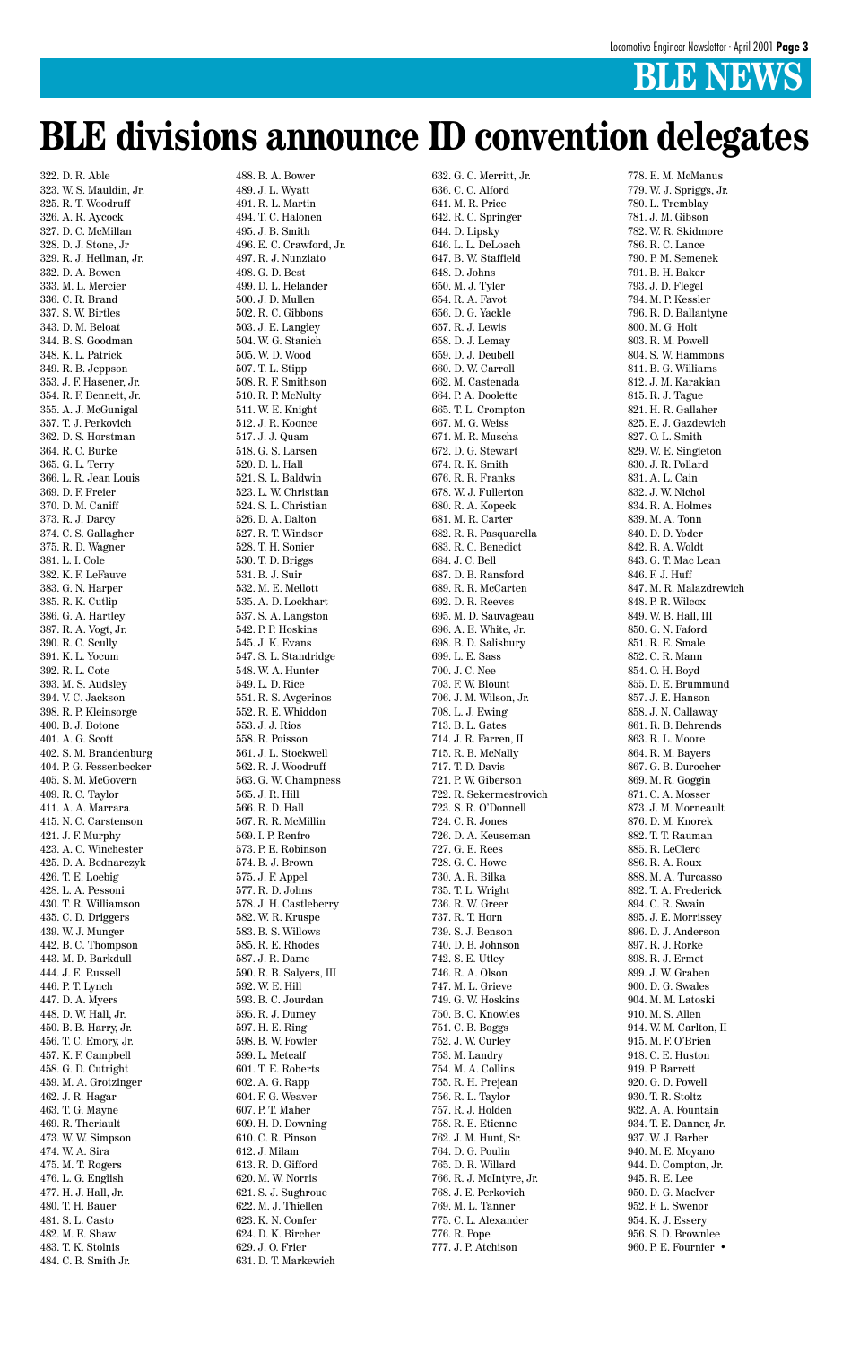## BLE NEWS

# BLE divisions announce ID convention delegates

322. D. R. Able
323. W. S. Mauldin, Jr.
325. R. T. Woodruff
326. A. R. Aycock
327. D. C. McMillan
328. D. J. Stone, Jr
329. R. J. Hellman, Jr.
332. D. A. Bowen
333. M. L. Mercier
336. C. R. Brand
337. S. W. Birtles
343. D. M. Beloat
344. B. S. Goodman
348. K. L. Patrick
349. R. B. Jeppson
353. J. F. Hasener, Jr.
354. R. F. Bennett, Jr.
355. A. J. McGunigal
357. T. J. Perkovich
362. D. S. Horstman
364. R. C. Burke
365. G. L. Terry
366. L. R. Jean Louis
369. D. F. Freier
370. D. M. Caniff
373. R. J. Darcy
374. C. S. Gallagher
375. R. D. Wagner
381. L. I. Cole
382. K. F. LeFauve
383. G. N. Harper
385. R. K. Cutlip
386. G. A. Hartley
387. R. A. Vogt, Jr.
390. R. C. Scully
391. K. L. Yocum
392. R. L. Cote
393. M. S. Audsley
394. V. C. Jackson
398. R. P. Kleinsorge
400. B. J. Botone
401. A. G. Scott
402. S. M. Brandenburg
404. P. G. Fessenbecker
405. S. M. McGovern
409. R. C. Taylor
411. A. A. Marrara
415. N. C. Carstenson
421. J. F. Murphy
423. A. C. Winchester
425. D. A. Bednarczyk
426. T. E. Loebig
428. L. A. Pessoni
430. T. R. Williamson
435. C. D. Driggers
439. W. J. Munger
442. B. C. Thompson
443. M. D. Barkdull
444. J. E. Russell
446. P. T. Lynch
447. D. A. Myers
448. D. W. Hall, Jr.
450. B. B. Harry, Jr.
456. T. C. Emory, Jr.
457. K. F. Campbell
458. G. D. Cutright
459. M. A. Grotzinger
462. J. R. Hagar
463. T. G. Mayne
469. R. Theriault
473. W. W. Simpson
474. W. A. Sira
475. M. T. Rogers
476. L. G. English
477. H. J. Hall, Jr.
480. T. H. Bauer
481. S. L. Casto
482. M. E. Shaw
483. T. K. Stolnis
484. C. B. Smith Jr.
488. B. A. Bower
489. J. L. Wyatt
491. R. L. Martin
494. T. C. Halonen
495. J. B. Smith
496. E. C. Crawford, Jr.
497. R. J. Nunziato
498. G. D. Best
499. D. L. Helander
500. J. D. Mullen
502. R. C. Gibbons
503. J. E. Langley
504. W. G. Stanich
505. W. D. Wood
507. T. L. Stipp
508. R. F. Smithson
510. R. P. McNulty
511. W. E. Knight
512. J. R. Koonce
517. J. J. Quam
518. G. S. Larsen
520. D. L. Hall
521. S. L. Baldwin
523. L. W. Christian
524. S. L. Christian
526. D. A. Dalton
527. R. T. Windsor
528. T. H. Sonier
530. T. D. Briggs
531. B. J. Suir
532. M. E. Mellott
535. A. D. Lockhart
537. S. A. Langston
542. P. P. Hoskins
545. J. K. Evans
547. S. L. Standridge
548. W. A. Hunter
549. L. D. Rice
551. R. S. Avgerinos
552. R. E. Whiddon
553. J. J. Rios
558. R. Poisson
561. J. L. Stockwell
562. R. J. Woodruff
563. G. W. Champness
565. J. R. Hill
566. R. D. Hall
567. R. R. McMillin
569. I. P. Renfro
573. P. E. Robinson
574. B. J. Brown
575. J. F. Appel
577. R. D. Johns
578. J. H. Castleberry
582. W. R. Kruspe
583. B. S. Willows
585. R. E. Rhodes
587. J. R. Dame
590. R. B. Salyers, III
592. W. E. Hill
593. B. C. Jourdan
595. R. J. Dumey
597. H. E. Ring
598. B. W. Fowler
599. L. Metcalf
601. T. E. Roberts
602. A. G. Rapp
604. F. G. Weaver
607. P. T. Maher
609. H. D. Downing
610. C. R. Pinson
612. J. Milam
613. R. D. Gifford
620. M. W. Norris
621. S. J. Sughroue
622. M. J. Thiellen
623. K. N. Confer
624. D. K. Bircher
629. J. O. Frier
631. D. T. Markewich
632. G. C. Merritt, Jr.
636. C. C. Alford
641. M. R. Price
642. R. C. Springer
644. D. Lipsky
646. L. L. DeLoach
647. B. W. Staffield
648. D. Johns
650. M. J. Tyler
654. R. A. Favot
656. D. G. Yackle
657. R. J. Lewis
658. D. J. Lemay
659. D. J. Deubell
660. D. W. Carroll
662. M. Castenada
664. P. A. Doolette
665. T. L. Crompton
667. M. G. Weiss
671. M. R. Muscha
672. D. G. Stewart
674. R. K. Smith
676. R. R. Franks
678. W. J. Fullerton
680. R. A. Kopeck
681. M. R. Carter
682. R. R. Pasquarella
683. R. C. Benedict
684. J. C. Bell
687. D. B. Ransford
689. R. R. McCarten
692. D. R. Reeves
695. M. D. Sauvageau
696. A. E. White, Jr.
698. B. D. Salisbury
699. L. E. Sass
700. J. C. Nee
703. F. W. Blount
706. J. M. Wilson, Jr.
708. L. J. Ewing
713. B. L. Gates
714. J. R. Farren, II
715. R. B. McNally
717. T. D. Davis
721. P. W. Giberson
722. R. Sekermestrovich
723. S. R. O'Donnell
724. C. R. Jones
726. D. A. Keuseman
727. G. E. Rees
728. G. C. Howe
730. A. R. Bilka
735. T. L. Wright
736. R. W. Greer
737. R. T. Horn
739. S. J. Benson
740. D. B. Johnson
742. S. E. Utley
746. R. A. Olson
747. M. L. Grieve
749. G. W. Hoskins
750. B. C. Knowles
751. C. B. Boggs
752. J. W. Curley
753. M. Landry
754. M. A. Collins
755. R. H. Prejean
756. R. L. Taylor
757. R. J. Holden
758. R. E. Etienne
762. J. M. Hunt, Sr.
764. D. G. Poulin
765. D. R. Willard
766. R. J. McIntyre, Jr.
768. J. E. Perkovich
769. M. L. Tanner
775. C. L. Alexander
776. R. Pope
777. J. P. Atchison
778. E. M. McManus
779. W. J. Spriggs, Jr.
780. L. Tremblay
781. J. M. Gibson
782. W. R. Skidmore
786. R. C. Lance
790. P. M. Semenek
791. B. H. Baker
793. J. D. Flegel
794. M. P. Kessler
796. R. D. Ballantyne
800. M. G. Holt
803. R. M. Powell
804. S. W. Hammons
811. B. G. Williams
812. J. M. Karakian
815. R. J. Tague
821. H. R. Gallaher
825. E. J. Gazdewich
827. O. L. Smith
829. W. E. Singleton
830. J. R. Pollard
831. A. L. Cain
832. J. W. Nichol
834. R. A. Holmes
839. M. A. Tonn
840. D. D. Yoder
842. R. A. Woldt
843. G. T. Mac Lean
846. F. J. Huff
847. M. R. Malazdrewich
848. P. R. Wilcox
849. W. B. Hall, III
850. G. N. Faford
851. R. E. Smale
852. C. R. Mann
854. O. H. Boyd
855. D. E. Brummund
857. J. E. Hanson
858. J. N. Callaway
861. R. B. Behrends
863. R. L. Moore
864. R. M. Bayers
867. G. B. Durocher
869. M. R. Goggin
871. C. A. Mosser
873. J. M. Morneault
876. D. M. Knorek
882. T. T. Rauman
885. R. LeClerc
886. R. A. Roux
888. M. A. Turcasso
892. T. A. Frederick
894. C. R. Swain
895. J. E. Morrissey
896. D. J. Anderson
897. R. J. Rorke
898. R. J. Ermet
899. J. W. Graben
900. D. G. Swales
904. M. M. Latoski
910. M. S. Allen
914. W. M. Carlton, II
915. M. F. O'Brien
918. C. E. Huston
919. P. Barrett
920. G. D. Powell
930. T. R. Stoltz
932. A. A. Fountain
934. T. E. Danner, Jr.
937. W. J. Barber
940. M. E. Moyano
944. D. Compton, Jr.
945. R. E. Lee
950. D. G. MacIver
952. F. L. Swenor
954. K. J. Essery
956. S. D. Brownlee
960. P. E. Fournier •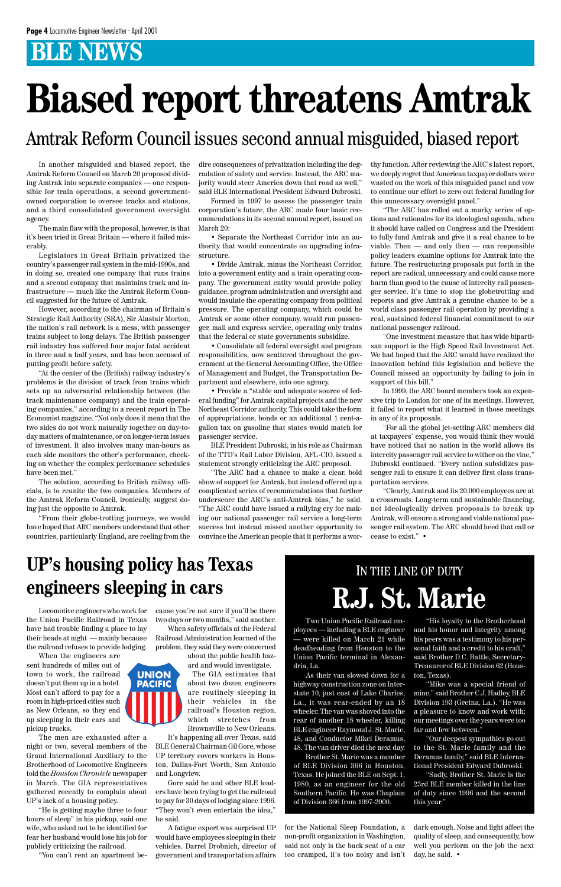# BLE NEWS

# Biased report threatens Amtrak

## Amtrak Reform Council issues second annual misguided, biased report

In another misguided and biased report, the Amtrak Reform Council on March 20 proposed dividing Amtrak into separate companies — one responsible for train operations, a second government-owned corporation to oversee tracks and stations, and a third consolidated government oversight agency.

The main flaw with the proposal, however, is that it's been tried in Great Britain — where it failed miserably.

Legislators in Great Britain privatized the country's passenger rail system in the mid-1990s, and in doing so, created one company that runs trains and a second company that maintains track and infrastructure — much like the Amtrak Reform Council suggested for the future of Amtrak.

However, according to the chairman of Britain's Strategic Rail Authority (SRA), Sir Alastair Morton, the nation's rail network is a mess, with passenger trains subject to long delays. The British passenger rail industry has suffered four major fatal accident in three and a half years, and has been accused of putting profit before safety.

"At the center of the (British) railway industry's problems is the division of track from trains which sets up an adversarial relationship between (the track maintenance company) and the train operating companies," according to a recent report in The Economist magazine. "Not only does it mean that the two sides do not work naturally together on day-to-day matters of maintenance, or on longer-term issues of investment. It also involves many man-hours as each side monitors the other's performance, checking on whether the complex performance schedules have been met."

The solution, according to British railway officials, is to reunite the two companies. Members of the Amtrak Reform Council, ironically, suggest doing just the opposite to Amtrak.

"From their globe-trotting journeys, we would have hoped that ARC members understand that other countries, particularly England, are reeling from the dire consequences of privatization including the degradation of safety and service. Instead, the ARC majority would steer America down that road as well," said BLE International President Edward Dubroski.

Formed in 1997 to assess the passenger train corporation's future, the ARC made four basic recommendations in its second annual report, issued on March 20:

• Separate the Northeast Corridor into an authority that would concentrate on upgrading infrastructure.

• Divide Amtrak, minus the Northeast Corridor, into a government entity and a train operating company. The government entity would provide policy guidance, program administration and oversight and would insulate the operating company from political pressure. The operating company, which could be Amtrak or some other company, would run passenger, mail and express service, operating only trains that the federal or state governments subsidize.

• Consolidate all federal oversight and program responsibilities, now scattered throughout the government at the General Accounting Office, the Office of Management and Budget, the Transportation Department and elsewhere, into one agency.

• Provide a "stable and adequate source of federal funding" for Amtrak capital projects and the new Northeast Corridor authority. This could take the form of appropriations, bonds or an additional 1 cent-a-gallon tax on gasoline that states would match for passenger service.

BLE President Dubroski, in his role as Chairman of the TTD's Rail Labor Division, AFL-CIO, issued a statement strongly criticizing the ARC proposal.

"The ARC had a chance to make a clear, bold show of support for Amtrak, but instead offered up a complicated series of recommendations that further underscore the ARC's anti-Amtrak bias," he said. "The ARC could have issued a rallying cry for making our national passenger rail service a long-term success but instead missed another opportunity to convince the American people that it performs a worthy function. After reviewing the ARC's latest report, we deeply regret that American taxpayer dollars were wasted on the work of this misguided panel and vow to continue our effort to zero out federal funding for this unnecessary oversight panel."

"The ARC has rolled out a murky series of options and rationales for its ideological agenda, when it should have called on Congress and the President to fully fund Amtrak and give it a real chance to be viable. Then — and only then — can responsible policy leaders examine options for Amtrak into the future. The restructuring proposals put forth in the report are radical, unnecessary and could cause more harm than good to the cause of intercity rail passenger service. It's time to stop the globetrotting and reports and give Amtrak a genuine chance to be a world class passenger rail operation by providing a real, sustained federal financial commitment to our national passenger railroad.

"One investment measure that has wide bipartisan support is the High Speed Rail Investment Act. We had hoped that the ARC would have realized the innovation behind this legislation and believe the Council missed an opportunity by failing to join in support of this bill."

In 1999, the ARC board members took an expensive trip to London for one of its meetings. However, it failed to report what it learned in those meetings in any of its proposals.

"For all the global jet-setting ARC members did at taxpayers' expense, you would think they would have noticed that no nation in the world allows its intercity passenger rail service to wither on the vine," Dubroski continued. "Every nation subsidizes passenger rail to ensure it can deliver first class transportation services.

"Clearly, Amtrak and its 20,000 employees are at a crossroads. Long-term and sustainable financing, not ideologically driven proposals to break up Amtrak, will ensure a strong and viable national passenger rail system. The ARC should heed that call or cease to exist." •

# UP's housing policy has Texas engineers sleeping in cars

Locomotive engineers who work for the Union Pacific Railroad in Texas have had trouble finding a place to lay their heads at night — mainly because the railroad refuses to provide lodging.

When the engineers are sent hundreds of miles out of town to work, the railroad doesn't put them up in a hotel. Most can't afford to pay for a room in high-priced cities such as New Orleans, so they end up sleeping in their cars and pickup trucks.

The men are exhausted after a night or two, several members of the Grand International Auxiliary to the Brotherhood of Locomotive Engineers told the *Houston Chronicle* newspaper in March. The GIA representatives gathered recently to complain about UP's lack of a housing policy.

"He is getting maybe three to four hours of sleep" in his pickup, said one wife, who asked not to be identified for fear her husband would lose his job for publicly criticizing the railroad.

"You can't rent an apartment because you're not sure if you'll be there two days or two months," said another.

When safety officials at the Federal Railroad Administration learned of the problem, they said they were concerned about the public health hazard and would investigate.

The GIA estimates that about two dozen engineers are routinely sleeping in their vehicles in the railroad's Houston region, which stretches from Brownsville to New Orleans.

It's happening all over Texas, said BLE General Chairman Gil Gore, whose UP territory covers workers in Houston, Dallas-Fort Worth, San Antonio and Longview.

Gore said he and other BLE leaders have been trying to get the railroad to pay for 30 days of lodging since 1996. "They won't even entertain the idea," he said.

A fatigue expert was surprised UP would have employees sleeping in their vehicles. Darrel Drobnich, director of government and transportation affairs for the National Sleep Foundation, a non-profit organization in Washington, said not only is the back seat of a car too cramped, it's too noisy and isn't dark enough. Noise and light affect the quality of sleep, and consequently, how well you perform on the job the next day, he said. •

## IN THE LINE OF DUTY

# R.J. St. Marie

Two Union Pacific Railroad employees — including a BLE engineer — were killed on March 21 while deadheading from Houston to the Union Pacific terminal in Alexandria, La.

As their van slowed down for a highway construction zone on Interstate 10, just east of Lake Charles, La., it was rear-ended by an 18 wheeler. The van was shoved into the rear of another 18 wheeler, killing BLE engineer Raymond J. St. Marie, 48, and Conductor Mikel Deramus, 48. The van driver died the next day.

Brother St. Marie was a member of BLE Division 366 in Houston, Texas. He joined the BLE on Sept. 1, 1980, as an engineer for the old Southern Pacific. He was Chaplain of Division 366 from 1997-2000.

"His loyalty to the Brotherhood and his honor and integrity among his peers was a testimony to his personal faith and a credit to his craft," said Brother D.C. Battle, Secretary-Treasurer of BLE Division 62 (Houston, Texas).

"Mike was a special friend of mine," said Brother C.J. Hadley, BLE Division 193 (Gretna, La.). "He was a pleasure to know and work with; our meetings over the years were too far and few between."

"Our deepest sympathies go out to the St. Marie family and the Deramus family," said BLE International President Edward Dubroski.

"Sadly, Brother St. Marie is the 23rd BLE member killed in the line of duty since 1996 and the second this year."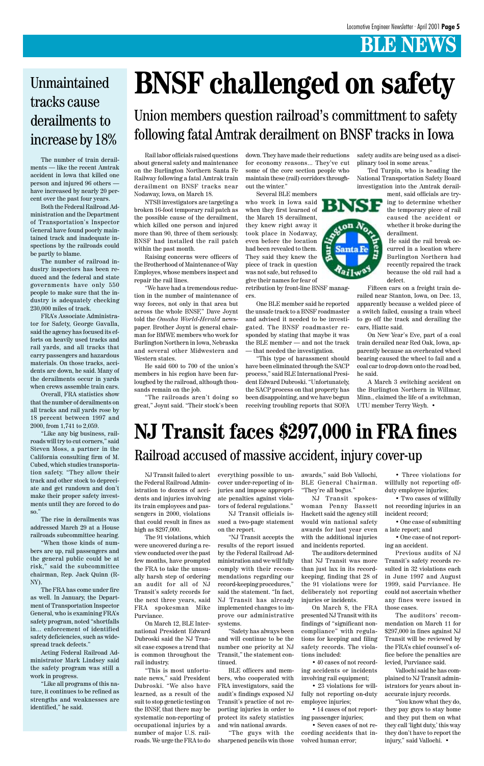# BLE NEWS

# BNSF challenged on safety

## Union members question railroad's committment to safety following fatal Amtrak derailment on BNSF tracks in Iowa

Rail labor officials raised questions about general safety and maintenance on the Burlington Northern Santa Fe Railway following a fatal Amtrak train derailment on BNSF tracks near Nodaway, Iowa, on March 18.

NTSB investigators are targeting a broken 16-foot temporary rail patch as the possible cause of the derailment, which killed one person and injured more than 90, three of them seriously. BNSF had installed the rail patch within the past month.

Raising concerns were officers of the Brotherhood of Maintenance of Way Employes, whose members inspect and repair the rail lines.

"We have had a tremendous reduction in the number of maintenance of way forces, not only in that area but across the whole BNSF," Dave Joynt told the *Omaha World-Herald* newspaper. Brother Joynt is general chairman for BMWE members who work for Burlington Northern in Iowa, Nebraska and several other Midwestern and Western states.

He said 600 to 700 of the union's members in his region have been furloughed by the railroad, although thousands remain on the job.

"The railroads aren't doing so great," Joynt said. "Their stock's been down. They have made their reductions for economy reasons... They've cut some of the core section people who maintain these (rail) corridors throughout the winter."

Several BLE members who work in Iowa said when they first learned of the March 18 derailment, they knew right away it took place in Nodaway, even before the location had been revealed to them. They said they knew the piece of track in question was not safe, but refused to give their names for fear of retribution by front-line BNSF managers.

One BLE member said he reported the unsafe track to a BNSF roadmaster and advised it needed to be investigated. The BNSF roadmaster responded by stating that maybe it was the BLE member — and not the track — that needed the investigation.

"This type of harassment should have been eliminated through the SACP process," said BLE International President Edward Dubroski. "Unfortunately, the SACP process on that property has been disappointing, and we have begun receiving troubling reports that SOFA safety audits are being used as a disciplinary tool in some areas."

Ted Turpin, who is heading the National Transportation Safety Board investigation into the Amtrak derailment, said officials are trying to determine whether the temporary piece of rail caused the accident or whether it broke during the derailment.

He said the rail break occurred in a location where Burlington Northern had recently repaired the track because the old rail had a defect.

Fifteen cars on a freight train derailed near Stanton, Iowa, on Dec. 13, apparently because a welded piece of a switch failed, causing a train wheel to go off the track and derailing the cars, Hiatte said.

On New Year's Eve, part of a coal train derailed near Red Oak, Iowa, apparently because an overheated wheel bearing caused the wheel to fail and a coal car to drop down onto the road bed, he said.

A March 3 switching accident on the Burlington Northern in Willmar, Minn., claimed the life of a switchman, UTU member Terry Weyh. •

## Unmaintained tracks cause derailments to increase by 18%

The number of train derailments — like the recent Amtrak accident in Iowa that killed one person and injured 96 others — have increased by nearly 20 percent over the past four years.

Both the Federal Railroad Administration and the Department of Transportation's Inspector General have found poorly maintained track and inadequate inspections by the railroads could be partly to blame.

The number of railroad industry inspectors has been reduced and the federal and state governments have only 550 people to make sure that the industry is adequately checking 230,000 miles of track.

FRA's Associate Administrator for Safety, George Gavalla, said the agency has focused its efforts on heavily used tracks and rail yards, and all tracks that carry passengers and hazardous materials. On those tracks, accidents are down, he said. Many of the derailments occur in yards when crews assemble train cars.

Overall, FRA statistics show that the number of derailments on all tracks and rail yards rose by 18 percent between 1997 and 2000, from 1,741 to 2,059.

"Like any big business, railroads will try to cut corners," said Steven Moss, a partner in the California consulting firm of M. Cubed, which studies transportation safety. "They allow their track and other stock to depreciate and get rundown and don't make their proper safety investments until they are forced to do so."

The rise in derailments was addressed March 29 at a House railroads subcommittee hearing.

"When those kinds of numbers are up, rail passengers and the general public could be at risk," said the subcommittee chairman, Rep. Jack Quinn (R-NY).

The FRA has come under fire as well. In January, the Department of Transportation Inspector General, who is examining FRA's safety program, noted "shortfalls in... enforcement of identified safety deficiencies, such as widespread track defects."

Acting Federal Railroad Administrator Mark Lindsey said the safety program was still a work in progress.

"Like all programs of this nature, it continues to be refined as strengths and weaknesses are identified," he said.

# NJ Transit faces $297,000 in FRA fines

## Railroad accused of massive accident, injury cover-up

NJ Transit failed to alert the Federal Railroad Administration to dozens of accidents and injuries involving its train employees and passengers in 2000, violations that could result in fines as high as $297,000.

The 91 violations, which were uncovered during a review conducted over the past few months, have prompted the FRA to take the unusually harsh step of ordering an audit for all of NJ Transit's safety records for the next three years, said FRA spokesman Mike Purviance.

On March 12, BLE International President Edward Dubroski said the NJ Transit case exposes a trend that is common throughout the rail industry.

"This is most unfortunate news," said President Dubroski. "We also have learned, as a result of the suit to stop genetic testing on the BNSF, that there may be systematic non-reporting of occupational injuries by a number of major U.S. railroads. We urge the FRA to do everything possible to uncover under-reporting of injuries and impose appropriate penalties against violators of federal regulations."

NJ Transit officials issued a two-page statement on the report.

"NJ Transit accepts the results of the report issued by the Federal Railroad Administration and we will fully comply with their recommendations regarding our record-keeping procedures," said the statement. "In fact, NJ Transit has already implemented changes to improve our administrative systems.

"Safety has always been and will continue to be the number one priority at NJ Transit," the statement continued.

BLE officers and members, who cooperated with FRA investigators, said the audit's findings exposed NJ Transit's practice of not reporting injuries in order to protect its safety statistics and win national awards.

"The guys with the sharpened pencils win those awards," said Bob Vallochi, BLE General Chairman. "They're all bogus."

NJ Transit spokeswoman Penny Bassett Hackett said the agency still would win national safety awards for last year even with the additional injuries and incidents reported.

The auditors determined that NJ Transit was more than just lax in its record-keeping, finding that 28 of the 91 violations were for deliberately not reporting injuries or incidents.

On March 8, the FRA presented NJ Transit with its findings of "significant non-compliance" with regulations for keeping and filing safety records. The violations included:

- 40 cases of not recording accidents or incidents involving rail equipment;
- 23 violations for willfully not reporting on-duty employee injuries;
- 14 cases of not reporting passenger injuries;
- Seven cases of not recording accidents that involved human error;
- Three violations for willfully not reporting off-duty employee injuries;
- Two cases of willfully not recording injuries in an incident record;
- One case of submitting a late report; and
- One case of not reporting an accident.

Previous audits of NJ Transit's safety records resulted in 32 violations each in June 1997 and August 1999, said Purviance. He could not ascertain whether any fines were issued in those cases.

The auditors' recommendation on March 11 for $297,000 in fines against NJ Transit will be reviewed by the FRA's chief counsel's office before the penalties are levied, Purviance said.

Vallochi said he has complained to NJ Transit administrators for years about inaccurate injury records.

"You know what they do, they pay guys to stay home and they put them on what they call 'light duty,' this way they don't have to report the injury," said Vallochi. •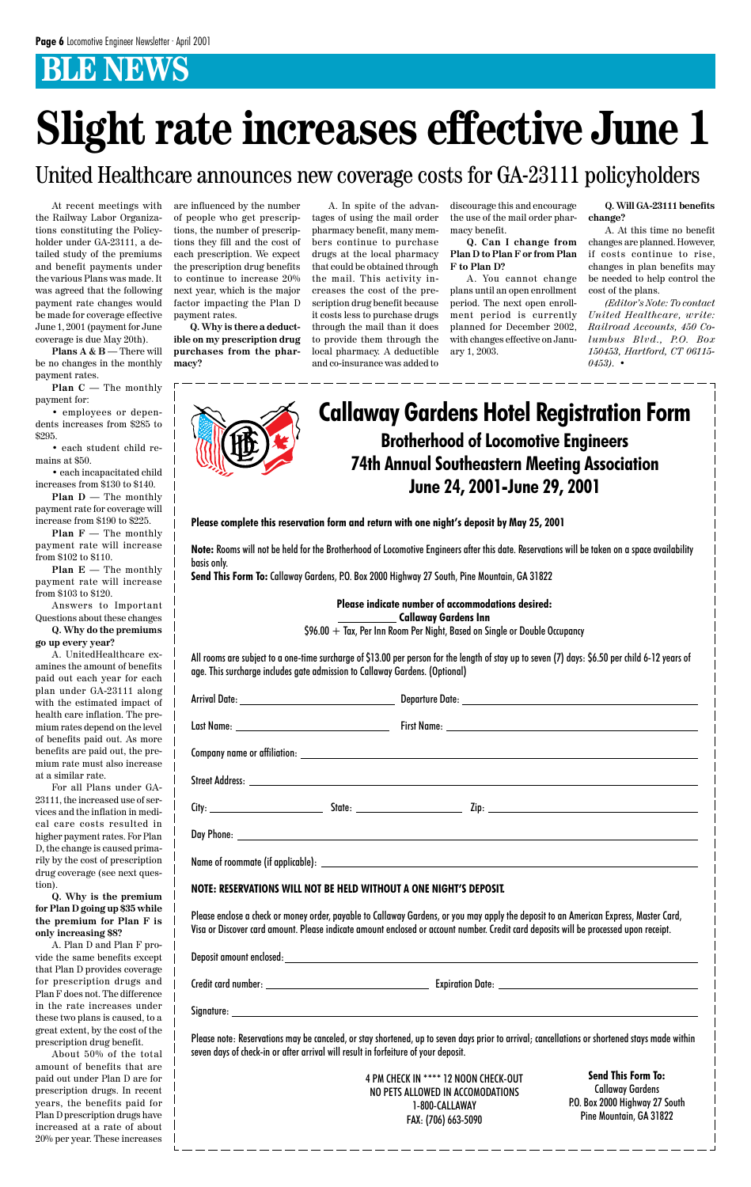## BLE NEWS

# Slight rate increases effective June 1

## United Healthcare announces new coverage costs for GA-23111 policyholders

At recent meetings with the Railway Labor Organizations constituting the Policyholder under GA-23111, a detailed study of the premiums and benefit payments under the various Plans was made. It was agreed that the following payment rate changes would be made for coverage effective June 1, 2001 (payment for June coverage is due May 20th).

**Plans A & B** — There will be no changes in the monthly payment rates.

**Plan C** — The monthly payment for:

- employees or dependents increases from $285 to $295.
- each student child remains at $50.
- each incapacitated child increases from $130 to $140.

**Plan D** — The monthly payment rate for coverage will increase from $190 to $225.

**Plan F** — The monthly payment rate will increase from $102 to $110.

**Plan E** — The monthly payment rate will increase from $103 to $120.

Answers to Important Questions about these changes

**Q. Why do the premiums go up every year?**

A. UnitedHealthcare examines the amount of benefits paid out each year for each plan under GA-23111 along with the estimated impact of health care inflation. The premium rates depend on the level of benefits paid out. As more benefits are paid out, the premium rate must also increase at a similar rate.

For all Plans under GA-23111, the increased use of services and the inflation in medical care costs resulted in higher payment rates. For Plan D, the change is caused primarily by the cost of prescription drug coverage (see next question).

**Q. Why is the premium for Plan D going up $35 while the premium for Plan F is only increasing $8?**

A. Plan D and Plan F provide the same benefits except that Plan D provides coverage for prescription drugs and Plan F does not. The difference in the rate increases under these two plans is caused, to a great extent, by the cost of the prescription drug benefit.

About 50% of the total amount of benefits that are paid out under Plan D are for prescription drugs. In recent years, the benefits paid for Plan D prescription drugs have increased at a rate of about 20% per year. These increases are influenced by the number of people who get prescriptions, the number of prescriptions they fill and the cost of each prescription. We expect the prescription drug benefits to continue to increase 20% next year, which is the major factor impacting the Plan D payment rates.

**Q. Why is there a deductible on my prescription drug purchases from the pharmacy?**

A. In spite of the advantages of using the mail order pharmacy benefit, many members continue to purchase drugs at the local pharmacy that could be obtained through the mail. This activity increases the cost of the prescription drug benefit because it costs less to purchase drugs through the mail than it does to provide them through the local pharmacy. A deductible and co-insurance was added to discourage this and encourage the use of the mail order pharmacy benefit.

**Q. Can I change from Plan D to Plan F or from Plan F to Plan D?**

A. You cannot change plans until an open enrollment period. The next open enrollment period is currently planned for December 2002, with changes effective on January 1, 2003.

**Q. Will GA-23111 benefits change?**

A. At this time no benefit changes are planned. However, if costs continue to rise, changes in plan benefits may be needed to help control the cost of the plans.

*(Editor's Note: To contact United Healthcare, write: Railroad Accounts, 450 Columbus Blvd., P.O. Box 150453, Hartford, CT 06115-0453).* •

---

# Callaway Gardens Hotel Registration Form

## Brotherhood of Locomotive Engineers
## 74th Annual Southeastern Meeting Association
## June 24, 2001-June 29, 2001

**Please complete this reservation form and return with one night's deposit by May 25, 2001**

**Note:** Rooms will not be held for the Brotherhood of Locomotive Engineers after this date. Reservations will be taken on a space availability basis only.

**Send This Form To:** Callaway Gardens, P.O. Box 2000 Highway 27 South, Pine Mountain, GA 31822

**Please indicate number of accommodations desired:**

\_\_\_\_\_\_\_\_\_\_ **Callaway Gardens Inn**

$96.00 + Tax, Per Inn Room Per Night, Based on Single or Double Occupancy

All rooms are subject to a one-time surcharge of $13.00 per person for the length of stay up to seven (7) days: $6.50 per child 6-12 years of age. This surcharge includes gate admission to Callaway Gardens. (Optional)

Arrival Date: \_\_\_\_\_\_\_\_\_\_ Departure Date: \_\_\_\_\_\_\_\_\_\_

Last Name: \_\_\_\_\_\_\_\_\_\_ First Name: \_\_\_\_\_\_\_\_\_\_

Company name or affiliation: \_\_\_\_\_\_\_\_\_\_

Street Address: \_\_\_\_\_\_\_\_\_\_

City: \_\_\_\_\_\_\_\_\_\_ State: \_\_\_\_\_\_\_\_\_\_ Zip: \_\_\_\_\_\_\_\_\_\_

Day Phone: \_\_\_\_\_\_\_\_\_\_

Name of roommate (if applicable): \_\_\_\_\_\_\_\_\_\_

**NOTE: RESERVATIONS WILL NOT BE HELD WITHOUT A ONE NIGHT'S DEPOSIT.**

Please enclose a check or money order, payable to Callaway Gardens, or you may apply the deposit to an American Express, Master Card, Visa or Discover card amount. Please indicate amount enclosed or account number. Credit card deposits will be processed upon receipt.

Deposit amount enclosed: \_\_\_\_\_\_\_\_\_\_

Credit card number: \_\_\_\_\_\_\_\_\_\_ Expiration Date: \_\_\_\_\_\_\_\_\_\_

Signature: \_\_\_\_\_\_\_\_\_\_

Please note: Reservations may be canceled, or stay shortened, up to seven days prior to arrival; cancellations or shortened stays made within seven days of check-in or after arrival will result in forfeiture of your deposit.

4 PM CHECK IN **** 12 NOON CHECK-OUT
NO PETS ALLOWED IN ACCOMODATIONS
1-800-CALLAWAY
FAX: (706) 663-5090

**Send This Form To:**
Callaway Gardens
P.O. Box 2000 Highway 27 South
Pine Mountain, GA 31822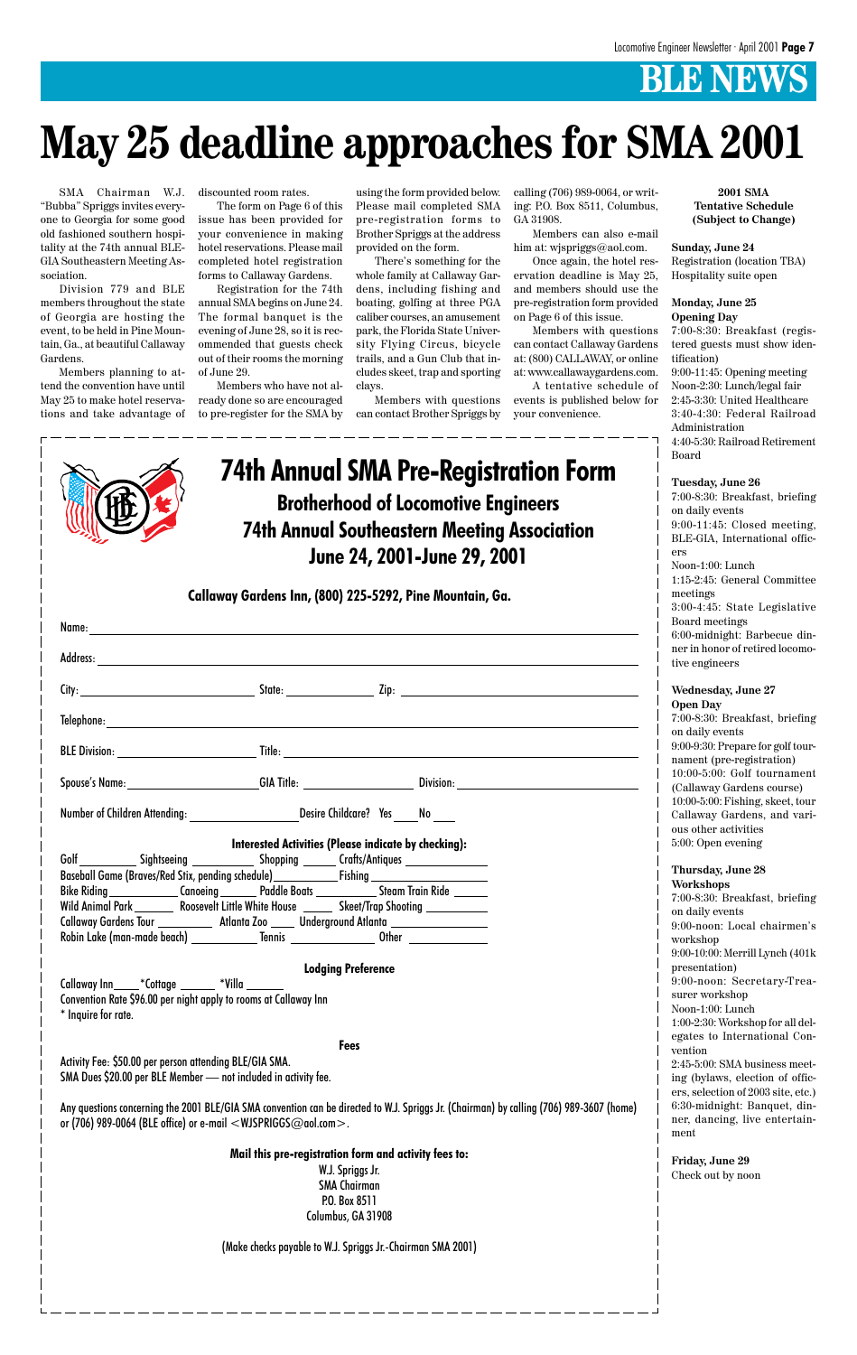## BLE NEWS

# May 25 deadline approaches for SMA 2001

SMA Chairman W.J. "Bubba" Spriggs invites everyone to Georgia for some good old fashioned southern hospitality at the 74th annual BLE-GIA Southeastern Meeting Association.

Division 779 and BLE members throughout the state of Georgia are hosting the event, to be held in Pine Mountain, Ga., at beautiful Callaway Gardens.

Members planning to attend the convention have until May 25 to make hotel reservations and take advantage of discounted room rates.

The form on Page 6 of this issue has been provided for your convenience in making hotel reservations. Please mail completed hotel registration forms to Callaway Gardens.

Registration for the 74th annual SMA begins on June 24. The formal banquet is the evening of June 28, so it is recommended that guests check out of their rooms the morning of June 29.

Members who have not already done so are encouraged to pre-register for the SMA by using the form provided below. Please mail completed SMA pre-registration forms to Brother Spriggs at the address provided on the form.

There's something for the whole family at Callaway Gardens, including fishing and boating, golfing at three PGA caliber courses, an amusement park, the Florida State University Flying Circus, bicycle trails, and a Gun Club that includes skeet, trap and sporting clays.

Members with questions can contact Brother Spriggs by calling (706) 989-0064, or writing: P.O. Box 8511, Columbus, GA 31908.

Members can also e-mail him at: wjspriggs@aol.com.

Once again, the hotel reservation deadline is May 25, and members should use the pre-registration form provided on Page 6 of this issue.

Members with questions can contact Callaway Gardens at: (800) CALLAWAY, or online at: www.callawaygardens.com.

A tentative schedule of events is published below for your convenience.

**2001 SMA Tentative Schedule (Subject to Change)**

**Sunday, June 24**
Registration (location TBA)
Hospitality suite open

**Monday, June 25**
**Opening Day**
7:00-8:30: Breakfast (registered guests must show identification)
9:00-11:45: Opening meeting
Noon-2:30: Lunch/legal fair
2:45-3:30: United Healthcare
3:40-4:30: Federal Railroad Administration
4:40-5:30: Railroad Retirement Board

**Tuesday, June 26**
7:00-8:30: Breakfast, briefing on daily events
9:00-11:45: Closed meeting, BLE-GIA, International officers
Noon-1:00: Lunch
1:15-2:45: General Committee meetings
3:00-4:45: State Legislative Board meetings
6:00-midnight: Barbecue dinner in honor of retired locomotive engineers

**Wednesday, June 27**
**Open Day**
7:00-8:30: Breakfast, briefing on daily events
9:00-9:30: Prepare for golf tournament (pre-registration)
10:00-5:00: Golf tournament (Callaway Gardens course)
10:00-5:00: Fishing, skeet, tour Callaway Gardens, and various other activities
5:00: Open evening

**Thursday, June 28**
**Workshops**
7:00-8:30: Breakfast, briefing on daily events
9:00-noon: Local chairmen's workshop
9:00-10:00: Merrill Lynch (401k presentation)
9:00-noon: Secretary-Treasurer workshop
Noon-1:00: Lunch
1:00-2:30: Workshop for all delegates to International Convention
2:45-5:00: SMA business meeting (bylaws, election of officers, selection of 2003 site, etc.)
6:30-midnight: Banquet, dinner, dancing, live entertainment

**Friday, June 29**
Check out by noon

---

## 74th Annual SMA Pre-Registration Form

### Brotherhood of Locomotive Engineers
### 74th Annual Southeastern Meeting Association
### June 24, 2001-June 29, 2001

**Callaway Gardens Inn, (800) 225-5292, Pine Mountain, Ga.**

Name: ____________________

Address: ____________________

City: __________ State: __________ Zip: __________

Telephone: ____________________

BLE Division: __________ Title: __________

Spouse's Name: __________ GIA Title: __________ Division: __________

Number of Children Attending: __________ Desire Childcare? Yes ____ No ____

**Interested Activities (Please indicate by checking):**

Golf ______ Sightseeing ______ Shopping ______ Crafts/Antiques ______
Baseball Game (Braves/Red Stix, pending schedule) ______ Fishing ______
Bike Riding ______ Canoeing ______ Paddle Boats ______ Steam Train Ride ______
Wild Animal Park ______ Roosevelt Little White House ______ Skeet/Trap Shooting ______
Callaway Gardens Tour ______ Atlanta Zoo ______ Underground Atlanta ______
Robin Lake (man-made beach) ______ Tennis ______ Other ______

**Lodging Preference**

Callaway Inn ____ *Cottage ______ *Villa ______
Convention Rate $96.00 per night apply to rooms at Callaway Inn
* Inquire for rate.

**Fees**

Activity Fee: $50.00 per person attending BLE/GIA SMA.
SMA Dues $20.00 per BLE Member — not included in activity fee.

Any questions concerning the 2001 BLE/GIA SMA convention can be directed to W.J. Spriggs Jr. (Chairman) by calling (706) 989-3607 (home) or (706) 989-0064 (BLE office) or e-mail <WJSPRIGGS@aol.com>.

**Mail this pre-registration form and activity fees to:**

W.J. Spriggs Jr.
SMA Chairman
P.O. Box 8511
Columbus, GA 31908

(Make checks payable to W.J. Spriggs Jr.-Chairman SMA 2001)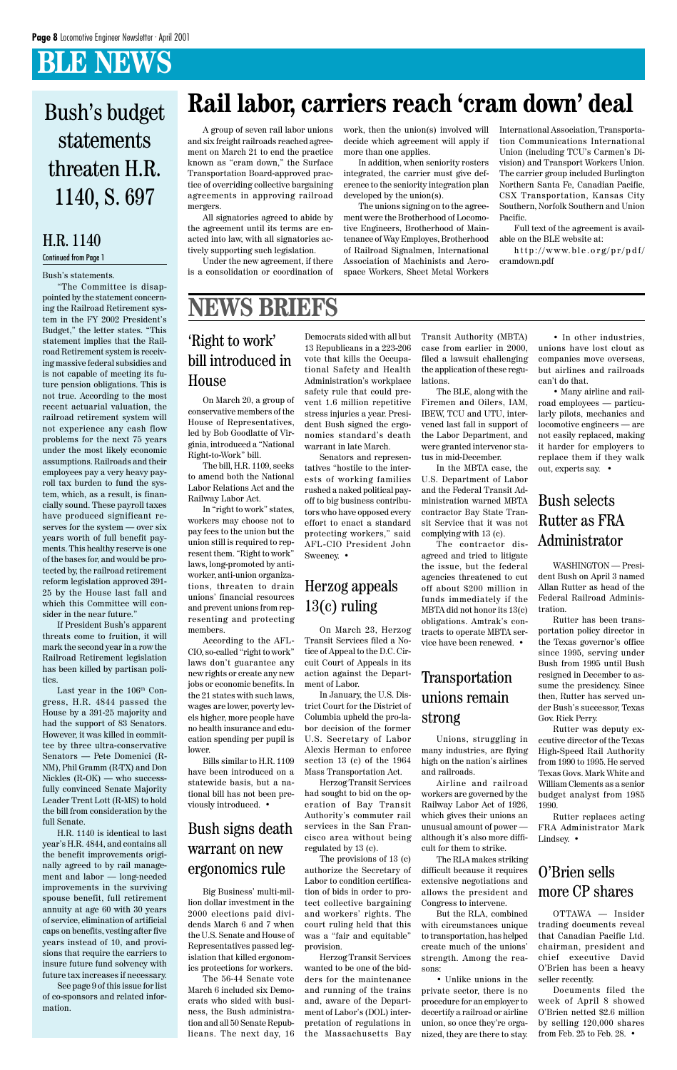# BLE NEWS

## Bush's budget statements threaten H.R. 1140, S. 697

### H.R. 1140

Continued from Page 1

Bush's statements.

"The Committee is disappointed by the statement concerning the Railroad Retirement system in the FY 2002 President's Budget," the letter states. "This statement implies that the Railroad Retirement system is receiving massive federal subsidies and is not capable of meeting its future pension obligations. This is not true. According to the most recent actuarial valuation, the railroad retirement system will not experience any cash flow problems for the next 75 years under the most likely economic assumptions. Railroads and their employees pay a very heavy payroll tax burden to fund the system, which, as a result, is financially sound. These payroll taxes have produced significant reserves for the system — over six years worth of full benefit payments. This healthy reserve is one of the bases for, and would be protected by, the railroad retirement reform legislation approved 391-25 by the House last fall and which this Committee will consider in the near future."

If President Bush's apparent threats come to fruition, it will mark the second year in a row the Railroad Retirement legislation has been killed by partisan politics.

Last year in the 106th Congress, H.R. 4844 passed the House by a 391-25 majority and had the support of 83 Senators. However, it was killed in committee by three ultra-conservative Senators — Pete Domenici (R-NM), Phil Gramm (R-TX) and Don Nickles (R-OK) — who successfully convinced Senate Majority Leader Trent Lott (R-MS) to hold the bill from consideration by the full Senate.

H.R. 1140 is identical to last year's H.R. 4844, and contains all the benefit improvements originally agreed to by rail management and labor — long-needed improvements in the surviving spouse benefit, full retirement annuity at age 60 with 30 years of service, elimination of artificial caps on benefits, vesting after five years instead of 10, and provisions that require the carriers to insure future fund solvency with future tax increases if necessary.

See page 9 of this issue for list of co-sponsors and related information.

## Rail labor, carriers reach 'cram down' deal

A group of seven rail labor unions and six freight railroads reached agreement on March 21 to end the practice known as "cram down," the Surface Transportation Board-approved practice of overriding collective bargaining agreements in approving railroad mergers.

All signatories agreed to abide by the agreement until its terms are enacted into law, with all signatories actively supporting such legislation.

Under the new agreement, if there is a consolidation or coordination of work, then the union(s) involved will decide which agreement will apply if more than one applies.

In addition, when seniority rosters integrated, the carrier must give deference to the seniority integration plan developed by the union(s).

The unions signing on to the agreement were the Brotherhood of Locomotive Engineers, Brotherhood of Maintenance of Way Employes, Brotherhood of Railroad Signalmen, International Association of Machinists and Aerospace Workers, Sheet Metal Workers International Association, Transportation Communications International Union (including TCU's Carmen's Division) and Transport Workers Union. The carrier group included Burlington Northern Santa Fe, Canadian Pacific, CSX Transportation, Kansas City Southern, Norfolk Southern and Union Pacific.

Full text of the agreement is available on the BLE website at:

http://www.ble.org/pr/pdf/cramdown.pdf

# NEWS BRIEFS

## 'Right to work' bill introduced in House

On March 20, a group of conservative members of the House of Representatives, led by Bob Goodlatte of Virginia, introduced a "National Right-to-Work" bill.

The bill, H.R. 1109, seeks to amend both the National Labor Relations Act and the Railway Labor Act.

In "right to work" states, workers may choose not to pay fees to the union but the union still is required to represent them. "Right to work" laws, long-promoted by anti-worker, anti-union organizations, threaten to drain unions' financial resources and prevent unions from representing and protecting members.

According to the AFL-CIO, so-called "right to work" laws don't guarantee any new rights or create any new jobs or economic benefits. In the 21 states with such laws, wages are lower, poverty levels higher, more people have no health insurance and education spending per pupil is lower.

Bills similar to H.R. 1109 have been introduced on a statewide basis, but a national bill has not been previously introduced. •

## Bush signs death warrant on new ergonomics rule

Big Business' multi-million dollar investment in the 2000 elections paid dividends March 6 and 7 when the U.S. Senate and House of Representatives passed legislation that killed ergonomics protections for workers.

The 56-44 Senate vote March 6 included six Democrats who sided with business, the Bush administration and all 50 Senate Republicans. The next day, 16 Democrats sided with all but 13 Republicans in a 223-206 vote that kills the Occupational Safety and Health Administration's workplace safety rule that could prevent 1.6 million repetitive stress injuries a year. President Bush signed the ergonomics standard's death warrant in late March.

Senators and representatives "hostile to the interests of working families rushed a naked political payoff to big business contributors who have opposed every effort to enact a standard protecting workers," said AFL-CIO President John Sweeney. •

## Herzog appeals 13(c) ruling

On March 23, Herzog Transit Services filed a Notice of Appeal to the D.C. Circuit Court of Appeals in its action against the Department of Labor.

In January, the U.S. District Court for the District of Columbia upheld the pro-labor decision of the former U.S. Secretary of Labor Alexis Herman to enforce section 13 (c) of the 1964 Mass Transportation Act.

Herzog Transit Services had sought to bid on the operation of Bay Transit Authority's commuter rail services in the San Francisco area without being regulated by 13 (c).

The provisions of 13 (c) authorize the Secretary of Labor to condition certification of bids in order to protect collective bargaining and workers' rights. The court ruling held that this was a "fair and equitable" provision.

Herzog Transit Services wanted to be one of the bidders for the maintenance and running of the trains and, aware of the Department of Labor's (DOL) interpretation of regulations in the Massachusetts Bay Transit Authority (MBTA) case from earlier in 2000, filed a lawsuit challenging the application of these regulations.

The BLE, along with the Firemen and Oilers, IAM, IBEW, TCU and UTU, intervened last fall in support of the Labor Department, and were granted intervenor status in mid-December.

In the MBTA case, the U.S. Department of Labor and the Federal Transit Administration warned MBTA contractor Bay State Transit Service that it was not complying with 13 (c).

The contractor disagreed and tried to litigate the issue, but the federal agencies threatened to cut off about $200 million in funds immediately if the MBTA did not honor its 13(c) obligations. Amtrak's contracts to operate MBTA service have been renewed. •

## Transportation unions remain strong

Unions, struggling in many industries, are flying high on the nation's airlines and railroads.

Airline and railroad workers are governed by the Railway Labor Act of 1926, which gives their unions an unusual amount of power — although it's also more difficult for them to strike.

The RLA makes striking difficult because it requires extensive negotiations and allows the president and Congress to intervene.

But the RLA, combined with circumstances unique to transportation, has helped create much of the unions' strength. Among the reasons:

- Unlike unions in the private sector, there is no procedure for an employer to decertify a railroad or airline union, so once they're organized, they are there to stay.
- In other industries, unions have lost clout as companies move overseas, but airlines and railroads can't do that.
- Many airline and railroad employees — particularly pilots, mechanics and locomotive engineers — are not easily replaced, making it harder for employers to replace them if they walk out, experts say. •

## Bush selects Rutter as FRA Administrator

WASHINGTON — President Bush on April 3 named Allan Rutter as head of the Federal Railroad Administration.

Rutter has been transportation policy director in the Texas governor's office since 1995, serving under Bush from 1995 until Bush resigned in December to assume the presidency. Since then, Rutter has served under Bush's successor, Texas Gov. Rick Perry.

Rutter was deputy executive director of the Texas High-Speed Rail Authority from 1990 to 1995. He served Texas Govs. Mark White and William Clements as a senior budget analyst from 1985 1990.

Rutter replaces acting FRA Administrator Mark Lindsey. •

## O'Brien sells more CP shares

OTTAWA — Insider trading documents reveal that Canadian Pacific Ltd. chairman, president and chief executive David O'Brien has been a heavy seller recently.

Documents filed the week of April 8 showed O'Brien netted $2.6 million by selling 120,000 shares from Feb. 25 to Feb. 28. •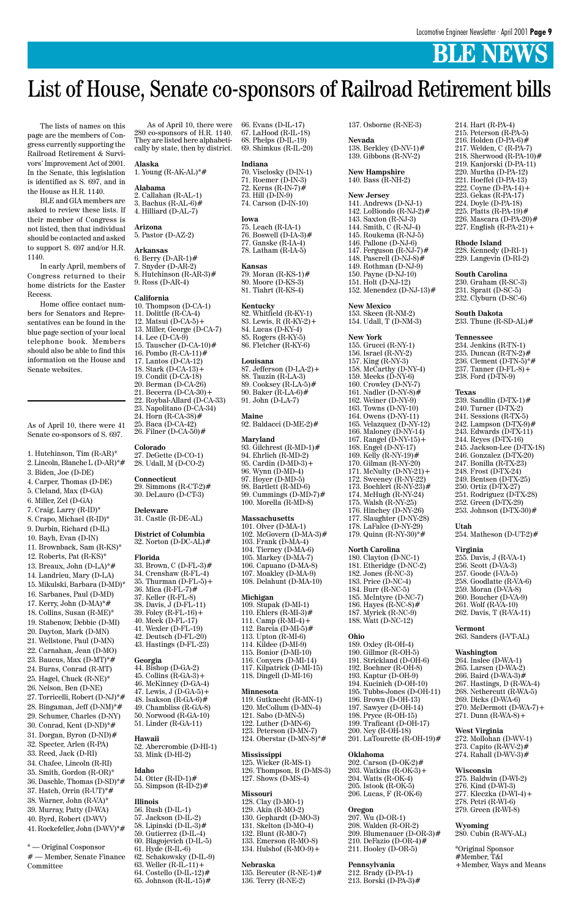# BLE NEWS

# List of House, Senate co-sponsors of Railroad Retirement bills

The lists of names on this page are the members of Congress currently supporting the Railroad Retirement & Survivors' Improvement Act of 2001. In the Senate, this legislation is identified as S. 697, and in the House as H.R. 1140.

BLE and GIA members are asked to review these lists. If their member of Congress is not listed, then that individual should be contacted and asked to support S. 697 and/or H.R. 1140.

In early April, members of Congress returned to their home districts for the Easter Recess.

Home office contact numbers for Senators and Representatives can be found in the blue page section of your local telephone book. Members should also be able to find this information on the House and Senate websites.

As of April 10, there were 41 Senate co-sponsors of S. 697.

1. Hutchinson, Tim (R-AR)*
2. Lincoln, Blanche L (D-AR)*#
3. Biden, Joe (D-DE)
4. Carper, Thomas (D-DE)
5. Cleland, Max (D-GA)
6. Miller, Zel (D-GA)
7. Craig, Larry (R-ID)*
8. Crapo, Michael (R-ID)*
9. Durbin, Richard (D-IL)
10. Bayh, Evan (D-IN)
11. Brownback, Sam (R-KS)*
12. Roberts, Pat (R-KS)*
13. Breaux, John (D-LA)*#
14. Landrieu, Mary (D-LA)
15. Mikulski, Barbara (D-MD)*
16. Sarbanes, Paul (D-MD)
17. Kerry, John (D-MA)*#
18. Collins, Susan (R-ME)*
19. Stabenow, Debbie (D-MI)
20. Dayton, Mark (D-MN)
21. Wellstone, Paul (D-MN)
22. Carnahan, Jean (D-MO)
23. Baucus, Max (D-MT)*#
24. Burns, Conrad (R-MT)
25. Hagel, Chuck (R-NE)*
26. Nelson, Ben (D-NE)
27. Torricelli, Robert (D-NJ)*#
28. Bingaman, Jeff (D-NM)*#
29. Schumer, Charles (D-NY)
30. Conrad, Kent (D-ND)*#
31. Dorgan, Byron (D-ND)#
32. Specter, Arlen (R-PA)
33. Reed, Jack (D-RI)
34. Chafee, Lincoln (R-RI)
35. Smith, Gordon (R-OR)*
36. Daschle, Thomas (D-SD)*#
37. Hatch, Orrin (R-UT)*#
38. Warner, John (R-VA)*
39. Murray, Patty (D-WA)
40. Byrd, Robert (D-WV)
41. Rockefeller, John (D-WV)*#

* — Original Cosponsor
# — Member, Senate Finance Committee

As of April 10, there were 280 co-sponsors of H.R. 1140. They are listed here alphabetically by state, then by district.

**Alaska**
1. Young (R-AK-AL)*#

**Alabama**
2. Callahan (R-AL-1)
3. Bachus (R-AL-6)#
4. Hilliard (D-AL-7)

**Arizona**
5. Pastor (D-AZ-2)

**Arkansas**
6. Berry (D-AR-1)#
7. Snyder (D-AR-2)
8. Hutchinson (R-AR-3)#
9. Ross (D-AR-4)

**California**
10. Thompson (D-CA-1)
11. Dolittle (R-CA-4)
12. Matsui (D-CA-5)+
13. Miller, George (D-CA-7)
14. Lee (D-CA-9)
15. Tauscher (D-CA-10)#
16. Pombo (R-CA-11)#
17. Lantos (D-CA-12)
18. Stark (D-CA-13)+
19. Condit (D-CA-18)
20. Berman (D-CA-26)
21. Becerra (D-CA-30)+
22. Roybal-Allard (D-CA-33)
23. Napolitano (D-CA-34)
24. Horn (R-CA-38)#
25. Baca (D-CA-42)
26. Filner (D-CA-50)#

**Colorado**
27. DeGette (D-CO-1)
28. Udall, M (D-CO-2)

**Connecticut**
29. Simmons (R-CT-2)#
30. DeLauro (D-CT-3)

**Deleware**
31. Castle (R-DE-AL)

**District of Columbia**
32. Norton (D-DC-AL)#

**Florida**
33. Brown, C (D-FL-3)#
34. Crenshaw (R-FL-4)
35. Thurman (D-FL-5)+
36. Mica (R-FL-7)#
37. Keller (R-FL-8)
38. Davis, J (D-FL-11)
39. Foley (R-FL-16)+
40. Meek (D-FL-17)
41. Wexler (D-FL-19)
42. Deutsch (D-FL-20)
43. Hastings (D-FL-23)

**Georgia**
44. Bishop (D-GA-2)
45. Collins (R-GA-3)+
46. McKinney (D-GA-4)
47. Lewis, J (D-GA-5)+
48. Isakson (R-GA-6)#
49. Chambliss (R-GA-8)
50. Norwood (R-GA-10)
51. Linder (R-GA-11)

**Hawaii**
52. Abercrombie (D-HI-1)
53. Mink (D-HI-2)

**Idaho**
54. Otter (R-ID-1)#
55. Simpson (R-ID-2)#

**Illinois**
56. Rush (D-IL-1)
57. Jackson (D-IL-2)
58. Lipinski (D-IL-3)#
59. Gutierrez (D-IL-4)
60. Blagojevich (D-IL-5)
61. Hyde (R-IL-6)
62. Schakowsky (D-IL-9)
63. Weller (R-IL-11)+
64. Costello (D-IL-12)#
65. Johnson (R-IL-15)#
66. Evans (D-IL-17)
67. LaHood (R-IL-18)
68. Phelps (D-IL-19)
69. Shimkus (R-IL-20)

**Indiana**
70. Visclosky (D-IN-1)
71. Roemer (D-IN-3)
72. Kerns (R-IN-7)#
73. Hill (D-IN-9)
74. Carson (D-IN-10)

**Iowa**
75. Leach (R-IA-1)
76. Boswell (D-IA-3)#
77. Ganske (R-IA-4)
78. Latham (R-IA-5)

**Kansas**
79. Moran (R-KS-1)#
80. Moore (D-KS-3)
81. Tiahrt (R-KS-4)

**Kentucky**
82. Whitfield (R-KY-1)
83. Lewis, R (R-KY-2)+
84. Lucas (D-KY-4)
85. Rogers (R-KY-5)
86. Fletcher (R-KY-6)

**Louisana**
87. Jefferson (D-LA-2)+
88. Tauzin (R-LA-3)
89. Cooksey (R-LA-5)#
90. Baker (R-LA-6)#
91. John (D-LA-7)

**Maine**
92. Baldacci (D-ME-2)#

**Maryland**
93. Gilchrest (R-MD-1)#
94. Ehrlich (R-MD-2)
95. Cardin (D-MD-3)+
96. Wynn (D-MD-4)
97. Hoyer (D-MD-5)
98. Bartlett (R-MD-6)
99. Cummings (D-MD-7)#
100. Morella (R-MD-8)

**Massachusetts**
101. Olver (D-MA-1)
102. McGovern (D-MA-3)#
103. Frank (D-MA-4)
104. Tierney (D-MA-6)
105. Markey (D-MA-7)
106. Capuano (D-MA-8)
107. Moakley (D-MA-9)
108. Delahunt (D-MA-10)

**Michigan**
109. Stupak (D-MI-1)
110. Ehlers (R-MI-3)#
111. Camp (R-MI-4)+
112. Barcia (D-MI-5)#
113. Upton (R-MI-6)
114. Kildee (D-MI-9)
115. Bonior (D-MI-10)
116. Conyers (D-MI-14)
117. Kilpatrick (D-MI-15)
118. Dingell (D-MI-16)

**Minnesota**
119. Gutknecht (R-MN-1)
120. McCollum (D-MN-4)
121. Sabo (D-MN-5)
122. Luther (D-MN-6)
123. Peterson (D-MN-7)
124. Oberstar (D-MN-8)*#

**Mississippi**
125. Wicker (R-MS-1)
126. Thompson, B (D-MS-3)
127. Shows (D-MS-4)

**Missouri**
128. Clay (D-MO-1)
129. Akin (R-MO-2)
130. Gephardt (D-MO-3)
131. Skelton (D-MO-4)
132. Blunt (R-MO-7)
133. Emerson (R-MO-8)
134. Hulshof (R-MO-9)+

**Nebraska**
135. Bereuter (R-NE-1)#
136. Terry (R-NE-2)
137. Osborne (R-NE-3)

**Nevada**
138. Berkley (D-NV-1)#
139. Gibbons (R-NV-2)

**New Hampshire**
140. Bass (R-NH-2)

**New Jersey**
141. Andrews (D-NJ-1)
142. LoBiondo (R-NJ-2)#
143. Saxton (R-NJ-3)
144. Smith, C (R-NJ-4)
145. Roukema (R-NJ-5)
146. Pallone (D-NJ-6)
147. Ferguson (R-NJ-7)#
148. Pascrell (D-NJ-8)#
149. Rothman (D-NJ-9)
150. Payne (D-NJ-10)
151. Holt (D-NJ-12)
152. Menendez (D-NJ-13)#

**New Mexico**
153. Skeen (R-NM-2)
154. Udall, T (D-NM-3)

**New York**
155. Grucci (R-NY-1)
156. Israel (R-NY-2)
157. King (R-NY-3)
158. McCarthy (D-NY-4)
159. Meeks (D-NY-6)
160. Crowley (D-NY-7)
161. Nadler (D-NY-8)#
162. Weiner (D-NY-9)
163. Towns (D-NY-10)
164. Owens (D-NY-11)
165. Velazquez (D-NY-12)
166. Maloney (D-NY-14)
167. Rangel (D-NY-15)+
168. Engel (D-NY-17)
169. Kelly (R-NY-19)#
170. Gilman (R-NY-20)
171. McNulty (D-NY-21)+
172. Sweeney (R-NY-22)
173. Boehlert (R-NY-23)#
174. McHugh (R-NY-24)
175. Walsh (R-NY-25)
176. Hinchey (D-NY-26)
177. Slaughter (D-NY-28)
178. LaFalce (D-NY-29)
179. Quinn (R-NY-30)*#

**North Carolina**
180. Clayton (D-NC-1)
181. Etheridge (D-NC-2)
182. Jones (R-NC-3)
183. Price (D-NC-4)
184. Burr (R-NC-5)
185. McIntyre (D-NC-7)
186. Hayes (R-NC-8)#
187. Myrick (R-NC-9)
188. Watt (D-NC-12)

**Ohio**
189. Oxley (R-OH-4)
190. Gillmor (R-OH-5)
191. Strickland (D-OH-6)
192. Boehner (R-OH-8)
193. Kaptur (D-OH-9)
194. Kucinich (D-OH-10)
195. Tubbs-Jones (D-OH-11)
196. Brown (D-OH-13)
197. Sawyer (D-OH-14)
198. Pryce (R-OH-15)
199. Traficant (D-OH-17)
200. Ney (R-OH-18)
201. LaTourette (R-OH-19)#

**Oklahoma**
202. Carson (D-OK-2)#
203. Watkins (R-OK-3)+
204. Watts (R-OK-4)
205. Istook (R-OK-5)
206. Lucas, F (R-OK-6)

**Oregon**
207. Wu (D-OR-1)
208. Walden (R-OR-2)
209. Blumenauer (D-OR-3)#
210. DeFazio (D-OR-4)#
211. Hooley (D-OR-5)

**Pennsylvania**
212. Brady (D-PA-1)
213. Borski (D-PA-3)#
214. Hart (R-PA-4)
215. Peterson (R-PA-5)
216. Holden (D-PA-6)#
217. Welden, C (R-PA-7)
218. Sherwood (R-PA-10)#
219. Kanjorski (D-PA-11)
220. Murtha (D-PA-12)
221. Hoeffel (D-PA-13)
222. Coyne (D-PA-14)+
223. Gekas (R-PA-17)
224. Doyle (D-PA-18)
225. Platts (R-PA-19)#
226. Mascara (D-PA-20)#
227. English (R-PA-21)+

**Rhode Island**
228. Kennedy (D-RI-1)
229. Langevin (D-RI-2)

**South Carolina**
230. Graham (R-SC-3)
231. Spratt (D-SC-5)
232. Clyburn (D-SC-6)

**South Dakota**
233. Thune (R-SD-AL)#

**Tennessee**
234. Jenkins (R-TN-1)
235. Duncan (R-TN-2)#
236. Clement (D-TN-5)*#
237. Tanner (D-FL-8)+
238. Ford (D-TN-9)

**Texas**
239. Sandlin (D-TX-1)#
240. Turner (D-TX-2)
241. Sessions (R-TX-5)
242. Lampson (D-TX-9)#
243. Edwards (D-TX-11)
244. Reyes (D-TX-16)
245. Jackson-Lee (D-TX-18)
246. Gonzalez (D-TX-20)
247. Bonilla (R-TX-23)
248. Frost (D-TX-24)
249. Bentsen (D-TX-25)
250. Ortiz (D-TX-27)
251. Rodriguez (D-TX-28)
252. Green (D-TX-29)
253. Johnson (D-TX-30)#

**Utah**
254. Matheson (D-UT-2)#

**Virginia**
255. Davis, J (R-VA-1)
256. Scott (D-VA-3)
257. Goode (I-VA-5)
258. Goodlatte (R-VA-6)
259. Moran (D-VA-8)
260. Boucher (D-VA-9)
261. Wolf (R-VA-10)
262. Davis, T (R-VA-11)

**Vermont**
263. Sanders (I-VT-AL)

**Washington**
264. Inslee (D-WA-1)
265. Larsen (D-WA-2)
266. Baird (D-WA-3)#
267. Hastings, D (R-WA-4)
268. Nethercutt (R-WA-5)
269. Dicks (D-WA-6)
270. McDermott (D-WA-7)+
271. Dunn (R-WA-8)+

**West Virginia**
272. Mollohan (D-WV-1)
273. Capito (R-WV-2)#
274. Rahall (D-WV-3)#

**Wisconsin**
275. Baldwin (D-WI-2)
276. Kind (D-WI-3)
277. Kleczka (D-WI-4)+
278. Petri (R-WI-6)
279. Green (R-WI-8)

**Wyoming**
280. Cubin (R-WY-AL)

*Original Sponsor
#Member, T&I
+Member, Ways and Means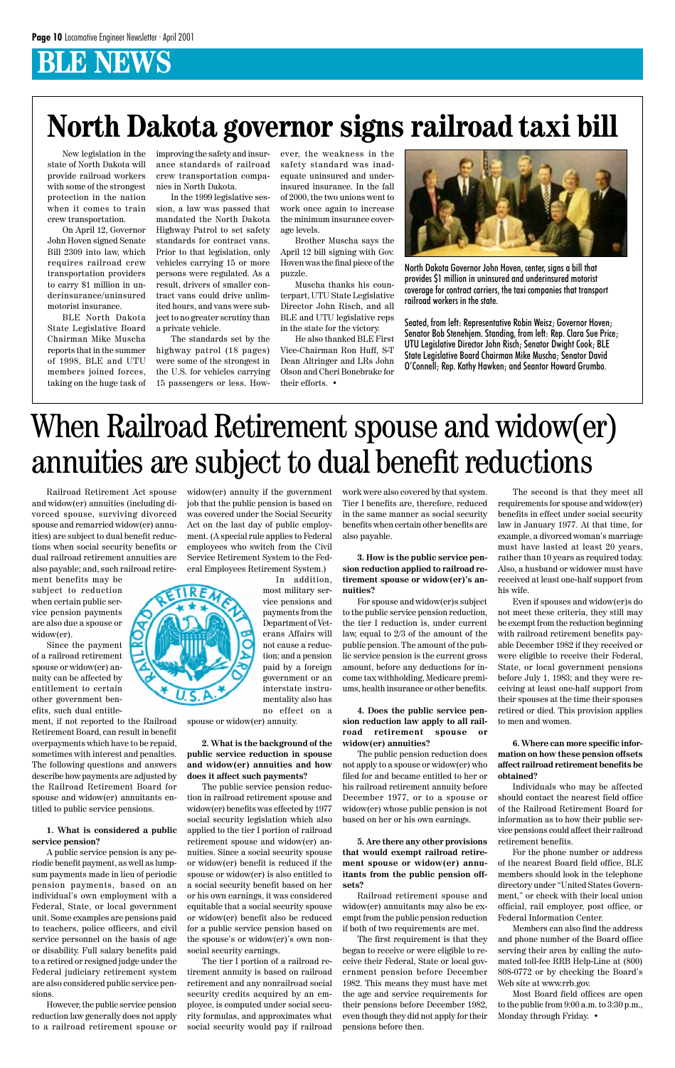# BLE NEWS

# North Dakota governor signs railroad taxi bill

New legislation in the state of North Dakota will provide railroad workers with some of the strongest protection in the nation when it comes to train crew transportation.

On April 12, Governor John Hoven signed Senate Bill 2309 into law, which requires railroad crew transportation providers to carry $1 million in underinsurance/uninsured motorist insurance.

BLE North Dakota State Legislative Board Chairman Mike Muscha reports that in the summer of 1998, BLE and UTU members joined forces, taking on the huge task of improving the safety and insurance standards of railroad crew transportation companies in North Dakota.

In the 1999 legislative session, a law was passed that mandated the North Dakota Highway Patrol to set safety standards for contract vans. Prior to that legislation, only vehicles carrying 15 or more persons were regulated. As a result, drivers of smaller contract vans could drive unlimited hours, and vans were subject to no greater scrutiny than a private vehicle.

The standards set by the highway patrol (18 pages) were some of the strongest in the U.S. for vehicles carrying 15 passengers or less. However, the weakness in the safety standard was inadequate uninsured and underinsured insurance. In the fall of 2000, the two unions went to work once again to increase the minimum insurance coverage levels.

Brother Muscha says the April 12 bill signing with Gov. Hoven was the final piece of the puzzle.

Muscha thanks his counterpart, UTU State Legislative Director John Risch, and all BLE and UTU legislative reps in the state for the victory.

He also thanked BLE First Vice-Chairman Ron Huff, S-T Dean Altringer and LRs John Olson and Cheri Bonebrake for their efforts. •

North Dakota Governor John Hoven, center, signs a bill that provides $1 million in uninsured and underinsured motorist coverage for contract carriers, the taxi companies that transport railroad workers in the state.

Seated, from left: Representative Robin Weisz; Governor Hoven; Senator Bob Stenehjem. Standing, from left: Rep. Clara Sue Price; UTU Legislative Director John Risch; Senator Dwight Cook; BLE State Legislative Board Chairman Mike Muscha; Senator David O'Connell; Rep. Kathy Hawken; and Seantor Howard Grumbo.

# When Railroad Retirement spouse and widow(er) annuities are subject to dual benefit reductions

Railroad Retirement Act spouse and widow(er) annuities (including divorced spouse, surviving divorced spouse and remarried widow(er) annuities) are subject to dual benefit reductions when social security benefits or dual railroad retirement annuities are also payable; and, such railroad retirement benefits may be subject to reduction when certain public service pension payments are also due a spouse or widow(er).

Since the payment of a railroad retirement spouse or widow(er) annuity can be affected by entitlement to certain other government benefits, such dual entitlement, if not reported to the Railroad Retirement Board, can result in benefit overpayments which have to be repaid, sometimes with interest and penalties. The following questions and answers describe how payments are adjusted by the Railroad Retirement Board for spouse and widow(er) annuitants entitled to public service pensions.

**1. What is considered a public service pension?**

A public service pension is any periodic benefit payment, as well as lump-sum payments made in lieu of periodic pension payments, based on an individual's own employment with a Federal, State, or local government unit. Some examples are pensions paid to teachers, police officers, and civil service personnel on the basis of age or disability. Full salary benefits paid to a retired or resigned judge under the Federal judiciary retirement system are also considered public service pensions.

However, the public service pension reduction law generally does not apply to a railroad retirement spouse or widow(er) annuity if the government job that the public pension is based on was covered under the Social Security Act on the last day of public employment. (A special rule applies to Federal employees who switch from the Civil Service Retirement System to the Federal Employees Retirement System.)

In addition, most military service pensions and payments from the Department of Veterans Affairs will not cause a reduction; and a pension paid by a foreign government or an interstate instrumentality also has no effect on a spouse or widow(er) annuity.

**2. What is the background of the public service reduction in spouse and widow(er) annuities and how does it affect such payments?**

The public service pension reduction in railroad retirement spouse and widow(er) benefits was effected by 1977 social security legislation which also applied to the tier I portion of railroad retirement spouse and widow(er) annuities. Since a social security spouse or widow(er) benefit is reduced if the spouse or widow(er) is also entitled to a social security benefit based on her or his own earnings, it was considered equitable that a social security spouse or widow(er) benefit also be reduced for a public service pension based on the spouse's or widow(er)'s own non-social security earnings.

The tier I portion of a railroad retirement annuity is based on railroad retirement and any nonrailroad social security credits acquired by an employee, is computed under social security formulas, and approximates what social security would pay if railroad work were also covered by that system. Tier I benefits are, therefore, reduced in the same manner as social security benefits when certain other benefits are also payable.

**3. How is the public service pension reduction applied to railroad retirement spouse or widow(er)'s annuities?**

For spouse and widow(er)s subject to the public service pension reduction, the tier I reduction is, under current law, equal to 2/3 of the amount of the public pension. The amount of the public service pension is the current gross amount, before any deductions for income tax withholding, Medicare premiums, health insurance or other benefits.

**4. Does the public service pension reduction law apply to all railroad retirement spouse or widow(er) annuities?**

The public pension reduction does not apply to a spouse or widow(er) who filed for and became entitled to her or his railroad retirement annuity before December 1977, or to a spouse or widow(er) whose public pension is not based on her or his own earnings.

**5. Are there any other provisions that would exempt railroad retirement spouse or widow(er) annuitants from the public pension offsets?**

Railroad retirement spouse and widow(er) annuitants may also be exempt from the public pension reduction if both of two requirements are met.

The first requirement is that they began to receive or were eligible to receive their Federal, State or local government pension before December 1982. This means they must have met the age and service requirements for their pensions before December 1982, even though they did not apply for their pensions before then.

The second is that they meet all requirements for spouse and widow(er) benefits in effect under social security law in January 1977. At that time, for example, a divorced woman's marriage must have lasted at least 20 years, rather than 10 years as required today. Also, a husband or widower must have received at least one-half support from his wife.

Even if spouses and widow(er)s do not meet these criteria, they still may be exempt from the reduction beginning with railroad retirement benefits payable December 1982 if they received or were eligible to receive their Federal, State, or local government pensions before July 1, 1983; and they were receiving at least one-half support from their spouses at the time their spouses retired or died. This provision applies to men and women.

**6. Where can more specific information on how these pension offsets affect railroad retirement benefits be obtained?**

Individuals who may be affected should contact the nearest field office of the Railroad Retirement Board for information as to how their public service pensions could affect their railroad retirement benefits.

For the phone number or address of the nearest Board field office, BLE members should look in the telephone directory under "United States Government," or check with their local union official, rail employer, post office, or Federal Information Center.

Members can also find the address and phone number of the Board office serving their area by calling the automated toll-fee RRB Help-Line at (800) 808-0772 or by checking the Board's Web site at www.rrb.gov.

Most Board field offices are open to the public from 9:00 a.m. to 3:30 p.m., Monday through Friday. •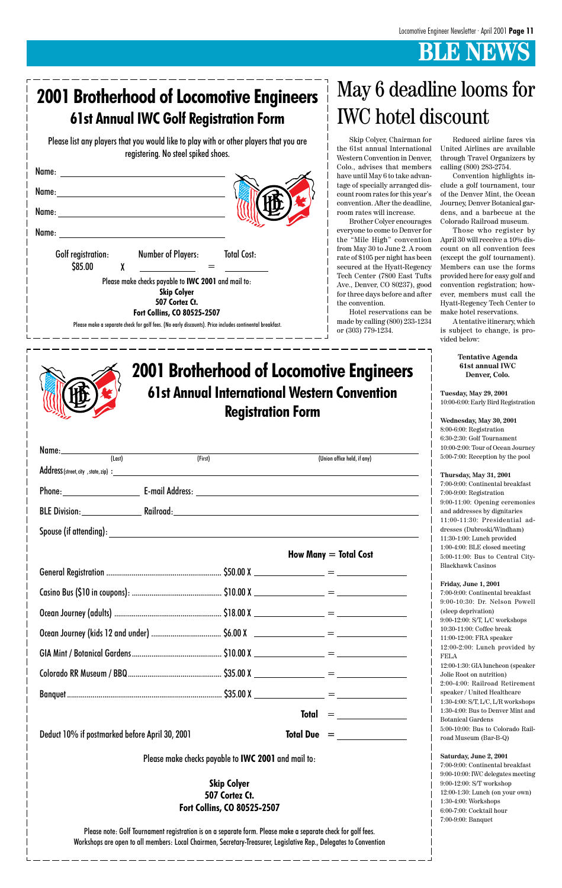# BLE NEWS

## 2001 Brotherhood of Locomotive Engineers
### 61st Annual IWC Golf Registration Form

Please list any players that you would like to play with or other players that you are registering. No steel spiked shoes.

Name: ______________________

Name: ______________________

Name: ______________________

Name: ______________________

| Golf registration: | Number of Players: | Total Cost: |
|---|---|---|
| $85.00 X | ________ = | ________ |

Please make checks payable to **IWC 2001** and mail to:

**Skip Colyer**
**507 Cortez Ct.**
**Fort Collins, CO 80525-2507**

Please make a separate check for golf fees. (No early discounts). Price includes continental breakfast.

# May 6 deadline looms for IWC hotel discount

Skip Colyer, Chairman for the 61st annual International Western Convention in Denver, Colo., advises that members have until May 6 to take advantage of specially arranged discount room rates for this year's convention. After the deadline, room rates will increase.

Brother Colyer encourages everyone to come to Denver for the "Mile High" convention from May 30 to June 2. A room rate of $105 per night has been secured at the Hyatt-Regency Tech Center (7800 East Tufts Ave., Denver, CO 80237), good for three days before and after the convention.

Hotel reservations can be made by calling (800) 233-1234 or (303) 779-1234.

Reduced airline fares via United Airlines are available through Travel Organizers by calling (800) 283-2754.

Convention highlights include a golf tournament, tour of the Denver Mint, the Ocean Journey, Denver Botanical gardens, and a barbecue at the Colorado Railroad museum.

Those who register by April 30 will receive a 10% discount on all convention fees (except the golf tournament). Members can use the forms provided here for easy golf and convention registration; however, members must call the Hyatt-Regency Tech Center to make hotel reservations.

A tentative itinerary, which is subject to change, is provided below:

**Tentative Agenda**
**61st annual IWC**
**Denver, Colo.**

**Tuesday, May 29, 2001**
10:00-6:00: Early Bird Registration

**Wednesday, May 30, 2001**
8:00-6:00: Registration
6:30-2:30: Golf Tournament
10:00-2:00: Tour of Ocean Journey
5:00-7:00: Reception by the pool

**Thursday, May 31, 2001**
7:00-9:00: Continental breakfast
7:00-9:00: Registration
9:00-11:00: Opening ceremonies and addresses by dignitaries
11:00-11:30: Presidential addresses (Dubroski/Windham)
11:30-1:00: Lunch provided
1:00-4:00: BLE closed meeting
5:00-11:00: Bus to Central City-Blackhawk Casinos

**Friday, June 1, 2001**
7:00-9:00: Continental breakfast
9:00-10:30: Dr. Nelson Powell (sleep deprivation)
9:00-12:00: S/T, L/C workshops
10:30-11:00: Coffee break
11:00-12:00: FRA speaker
12:00-2:00: Lunch provided by FELA
12:00-1:30: GIA luncheon (speaker Jolie Root on nutrition)
2:00-4:00: Railroad Retirement speaker / United Healthcare
1:30-4:00: S/T, L/C, L/R workshops
1:30-4:00: Bus to Denver Mint and Botanical Gardens
5:00-10:00: Bus to Colorado Railroad Museum (Bar-B-Q)

**Saturday, June 2, 2001**
7:00-9:00: Continental breakfast
9:00-10:00: IWC delegates meeting
9:00-12:00: S/T workshop
12:00-1:30: Lunch (on your own)
1:30-4:00: Workshops
6:00-7:00: Cocktail hour
7:00-9:00: Banquet

## 2001 Brotherhood of Locomotive Engineers
### 61st Annual International Western Convention Registration Form

Name: ______________ (Last) ______________ (First) ______________ (Union office held, if any)

Address (street, city, state, zip): ______________________

Phone: ______________ E-mail Address: ______________

BLE Division: ______________ Railroad: ______________

Spouse (if attending): ______________________

| | | How Many | = Total Cost |
|---|---|---|---|
| General Registration | $50.00 X | ________ | = ________ |
| Casino Bus ($10 in coupons) | $10.00 X | ________ | = ________ |
| Ocean Journey (adults) | $18.00 X | ________ | = ________ |
| Ocean Journey (kids 12 and under) | $6.00 X | ________ | = ________ |
| GIA Mint / Botanical Gardens | $10.00 X | ________ | = ________ |
| Colorado RR Museum / BBQ | $35.00 X | ________ | = ________ |
| Banquet | $35.00 X | ________ | = ________ |
| | | **Total** | = ________ |
| Deduct 10% if postmarked before April 30, 2001 | | **Total Due** | = ________ |

Please make checks payable to **IWC 2001** and mail to:

**Skip Colyer**
**507 Cortez Ct.**
**Fort Collins, CO 80525-2507**

Please note: Golf Tournament registration is on a separate form. Please make a separate check for golf fees.
Workshops are open to all members: Local Chairmen, Secretary-Treasurer, Legislative Rep., Delegates to Convention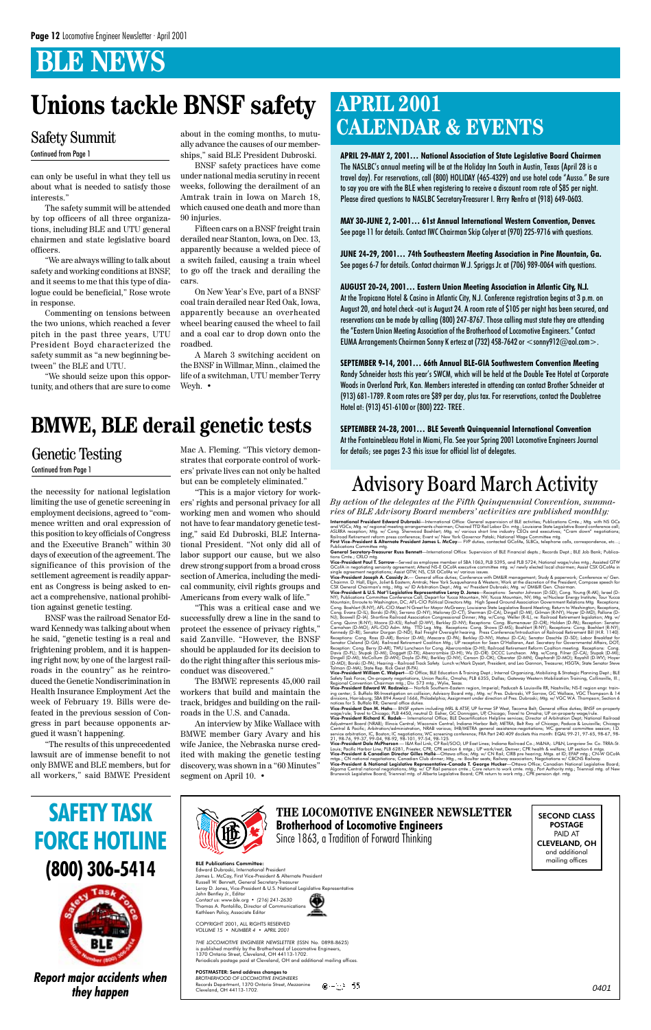# BLE NEWS

# Unions tackle BNSF safety

## Safety Summit

Continued from Page 1

can only be useful in what they tell us about what is needed to satisfy those interests."

The safety summit will be attended by top officers of all three organizations, including BLE and UTU general chairmen and state legislative board officers.

"We are always willing to talk about safety and working conditions at BNSF, and it seems to me that this type of dialogue could be beneficial," Rose wrote in response.

Commenting on tensions between the two unions, which reached a fever pitch in the past three years, UTU President Boyd characterized the safety summit as "a new beginning between" the BLE and UTU.

"We should seize upon this opportunity, and others that are sure to come about in the coming months, to mutually advance the causes of our memberships," said BLE President Dubroski.

BNSF safety practices have come under national media scrutiny in recent weeks, following the derailment of an Amtrak train in Iowa on March 18, which caused one death and more than 90 injuries.

Fifteen cars on a BNSF freight train derailed near Stanton, Iowa, on Dec. 13, apparently because a welded piece of a switch failed, causing a train wheel to go off the track and derailing the cars.

On New Year's Eve, part of a BNSF coal train derailed near Red Oak, Iowa, apparently because an overheated wheel bearing caused the wheel to fail and a coal car to drop down onto the roadbed.

A March 3 switching accident on the BNSF in Willmar, Minn., claimed the life of a switchman, UTU member Terry Weyh. •

# BMWE, BLE derail genetic tests

## Genetic Testing

Continued from Page 1

the necessity for national legislation limiting the use of genetic screening in employment decisions, agreed to "commence written and oral expression of this position to key officials of Congress and the Executive Branch" within 30 days of execution of the agreement. The significance of this provision of the settlement agreement is readily apparent as Congress is being asked to enact a comprehensive, national prohibition against genetic testing.

BNSF was the railroad Senator Edward Kennedy was talking about when he said, "genetic testing is a real and frightening problem, and it is happening right now, by one of the largest railroads in the country" as he reintroduced the Genetic Nondiscrimination in Health Insurance Employment Act the week of February 19. Bills were defeated in the previous session of Congress in part because opponents argued it wasn't happening.

"The results of this unprecedented lawsuit are of immense benefit to not only BMWE and BLE members, but for all workers," said BMWE President Mac A. Fleming. "This victory demonstrates that corporate control of workers' private lives can not only be halted but can be completely eliminated."

"This is a major victory for workers' rights and personal privacy for all working men and women who should not have to fear mandatory genetic testing," said Ed Dubroski, BLE International President. "Not only did all of labor support our cause, but we also drew strong support from a broad cross section of America, including the medical community, civil rights groups and Americans from every walk of life."

"This was a critical case and we successfully drew a line in the sand to protect the essence of privacy rights," said Zanville. "However, the BNSF should be applauded for its decision to do the right thing after this serious misconduct was discovered."

The BMWE represents 45,000 rail workers that build and maintain the track, bridges and building on the railroads in the U.S. and Canada.

An interview by Mike Wallace with BMWE member Gary Avary and his wife Janice, the Nebraska nurse credited with making the genetic testing discovery, was shown in a "60 Minutes" segment on April 10. •

# APRIL 2001 CALENDAR & EVENTS

**APRIL 29-MAY 2, 2001… National Association of State Legislative Board Chairmen**
The NASLBC's annual meeting will be at the Holiday Inn South in Austin, Texas (April 28 is a travel day). For reservations, call (800) HOLIDAY (465-4329) and use hotel code "Ausso." Be sure to say you are with the BLE when registering to receive a discount room rate of $85 per night. Please direct questions to NASLBC Secretary-Treasurer I. Perry Renfro at (918) 649-0603.

**MAY 30-JUNE 2, 2-001… 61st Annual International Western Convention, Denver.**
See page 11 for details. Contact IWC Chairman Skip Colyer at (970) 225-9716 with questions.

**JUNE 24-29, 2001… 74th Southeastern Meeting Association in Pine Mountain, Ga.**
See pages 6-7 for details. Contact chairman W.J. Spriggs Jr. at (706) 989-0064 with questions.

**AUGUST 20-24, 2001… Eastern Union Meeting Association in Atlantic City, N.J.**
At the Tropicana Hotel & Casino in Atlantic City, N.J. Conference registration begins at 3 p.m. on August 20, and hotel check -out is August 24. A room rate of $105 per night has been secured, and reservations can be made by calling (800) 247-8767. Those calling must state they are attending the "Eastern Union Meeting Association of the Brotherhood of Locomotive Engineers." Contact EUMA Arrangements Chairman Sonny K ertesz at (732) 458-7642 or <sonny912@aol.com>.

**SEPTEMBER 9-14, 2001… 66th Annual BLE-GIA Southwestern Convention Meeting**
Randy Schneider hosts this year's SWCM, which will be held at the Double Tree Hotel at Corporate Woods in Overland Park, Kan. Members interested in attending can contact Brother Schneider at (913) 681-1789. R oom rates are $89 per day, plus tax. For reservations, contact the Doubletree Hotel at: (913) 451-6100 or (800) 222- TREE.

**SEPTEMBER 24-28, 2001… BLE Seventh Quinquennial International Convention**
At the Fontainebleau Hotel in Miami, Fla. See your Spring 2001 Locomotive Engineers Journal for details; see pages 2-3 this issue for official list of delegates.

# Advisory Board March Activity

*By action of the delegates at the Fifth Quinquennial Convention, summaries of BLE Advisory Board members' activities are published monthly:*

**International President Edward Dubroski**—International Office: General supervision of BLE activities; Publications Cmte.; Mtg. with NS GCs and VGCs; Mtg. w/ regional meeting arrangements chairmen; Chaired TTD Rail Labor Div. mtg.; Louisiana State Legislative Board conference call; ASLRRA reception; Mtg. w/ Cong. Sherwood Boehlert; Mtg. w/ various short line industry CEOs and executives; "Cram down" negotiations; Railroad Retirement reform press conference; Event w/ New York Governor Pataki; National Wage Committee mtg.

**First Vice-President & Alternate President James L. McCoy**— FVP duties, contacted GCofAs, SLBCs, telephone calls, correspondence, etc..., Publications Committee mtg.

**General Secretary-Treasurer Russ Bennett**—International Office: Supervision of BLE Financial depts.; Records Dept.; BLE Job Bank; Publications Cmte.; CRLO mtg.

**Vice-President Paul T. Sorrow**—Served as employee member of SBA 1063, PLB 5395, and PLB 5724; National wage/rules mtg.; Assisted GTW GCofA in negotiating seniority agreement; Attend NS-E GCofA executive committee mtg. w/ newly elected local chairmen; Assist CSX GCofAs in single agreement negotiations; Assist GTW, NS, CSX GCofAs w/ various issues.

**Vice-President Joseph A. Cassidy Jr.**— General office duties; Conference with DM&IR management; Study & paperwork; Conference w/ Gen. Chairmn. D. Hall, Elgin, Joliet & Eastern; Amtrak; New York Susquehanna & Western; Work at the discretion of the President; Compose speech for CSX General Chairman's mtg.; Mtg. w/ ID Arbitration Dept.; Mtg. w/ President Dubroski; Mtg. w/ DM&IR Gen. Chairman.

**Vice-President & U.S. Nat'l Legislative Representative Leroy D. Jones**—Receptions: Senator Johnson (D-SD); Cong. Young (R-AK); Israel (D-NY); Publications Committee Conference Call; Depart for Yucca Mountain, NV; Yucca Mountain, NV; Mtg. w/Nuclear Energy Institute; Tour Yucca Mountain; Enroute to Washington, DC; AFL-CIO Political Directors Mtg. High Speed Ground Association Government Relations Mtg. Receptions: Cong. Boehlert (R-NY); AFL-CIO Meet N Greet for Mayor McGreevy; Louisiana State Legislative Board Meeting; Return to Washington; Receptions, Cong. Evans (D-IL); Borski (D-PA); Serrano (D-NY); Maloney (D-CT); Sherman (D-CA); Dingell (D-MI); Gilman (R-NY); Hoyer (D-MD); Pallone (D-NJ); Boswell (D-IA). Shortline Railroad Association Congressional Dinner; Mtg. w/Cong. Weller (R-IL), re: Railroad Retirement legislation; Mtg. w/ Cong. Quinn (R-NY); Moore (D-KS); Rahall (D-WV); Berkley (D-NV); Receptions: Cong. Blumenauer (D-OR); Holden (D-PA); Reception: Senator Carnahan (D-MO); AFL-CIO Adm. Mtg. TTD Leg. Mtg. Receptions: Cong. Shows (D-MS); Boehlert (R-NY); Receptions: Cong. Boehlert (R-NY); Kennedy (D-RI); Senator Dorgan (D-ND); Rail Freight Oversight hearing. Press Conference/Introduction of Railroad Retirement Bill (H.R. 1140). Receptions: Cong. Ross (D-AR); Baraie (D-MI); Mascara (D-PA); Berkley (D-NV); Mateui (D-CA), Senator Daschle (D-SD); Labor Breakfast for Senator Cleland (D-GA); Railroad Retirement Coalition Mtg.; UP reception for Sean O'Halloran, Asst. Secretary for Governmental Affairs, DOT; Reception: Cong. Berry (D-AR); TWU Luncheon for Cong. Abercrombie (D-HI); Railroad Retirement Reform Coalition meeting. Receptions: Cong. Davis (D-FL); Stupak (D-MI); Doggett (D-TX); Abercrombie (D-HI); Wu (D-OR). DCCC Luncheon. Mtg. w/Cong. Filner (D-CA); Stupak (D-MI); Dingell (D-MI); McCollum (D-MN); Doyle (D-PA); Berkley (D-NV); Carson (D-OK); Oberstar (D-MN); Gephardt (D-MO); Rayahll (D-WV); Hoyer (D-MD); Borski (D-PA); Hearing – Railroad Track Safety. Lunch w/Mark Dysart, President, and Leo Gannon, Treasurer, HSGTA; State Senator Steve Tolman (D-MA); State Rep. Rick Geist (R-PA).

**Vice-President William C. Walpert**—ID Office, BLE Education & Training Dept.; Internal Organizing, Mobilizing & Strategic Planning Dept.; BLE Safety Task Force; On-property negotiations, Union Pacific, Omaha; PLB 6355, Dallas; Gateway Western Mobilization Training, Collinsville, Ill.; Regional Convention Chairman mtg.; Div. 573 mtg., Wylie, Texas.

**Vice-President Edward W. Rodzwicz**— Norfolk Southern-Eastern region, Imperial; Paducah & Louisville RR, Nashville; NS-E region engr. training center; S. Buffalo RR-Investigation on collision; Advisory Board mtg.; Mtg. w/ Pres. Dubroski, VP Sorrow, GC Wallace, VGC Thompson & 14 divisions, Harrisburg, SBA 894 Award 1666, Philadelphia; Assignment under direction of Pres. Dubroski; Mtg. w/ VGC W.A. Thompson; Section 6 notices for S. Buffalo RR; General office duties.

**Vice-President Don M. Hahs**— BNSF system including MRL & ATSF, UP former SP West, Tacoma Belt; General office duties; BNSF on-property wage/rule; Travel to Chicago; PLB 4450, neutral D. Eisher, GC Donnigan, UP, Chicago; Travel to Omaha; UP on-property wage/rule.

**Vice-President Richard K. Radek**— International Office; BLE Decertification Helpline services; Director of Arbitration Dept; National Railroad Adjustment Board (NRAB); Illinois Central; Wisconsin Central; Indiana Harbor Belt; METRA; Belt Rwy. of Chicago; Paduca & Louisville; Chicago Central & Pacific; Arbitration/administration, NRAB various; IHB/METRA general assistance-negotiations; WC general committee session; I.D. service arbitration, IC, Boston; IC negotiations; WC screening conference; FRA Part 240 409 dockets this month: EQAL 99-21, 97-65, 98-67, 98-21, 98-76, 99-37, 99-04, 98-92, 98-101, 97-54, 98-125.

**Vice-President Dale McPherson** — I&M Rail Link; CP Rail/SOO, UP East Lines; Indiana Railroad Co.; M&NA;. LP&N, Longview Sw. Co. TRRA-St. Louis; Pacific Harbor Line; PLB 6281, Priester, CPR, CPR section 6 mtgs.; UP work/rest, Denver; CPR health & welfare; UP section 6 mtgs.

**Vice-President & Canadian Director Gilles Hallé**—Ottawa office; Mtg. w/ CN Rail; CIRB pre hearing; Mtgs. at ID; EFAP mtg.; CN-W GCofA mtgs.; CN national negotiations; Canadian Club dinner; Mtg., re: Boultar seats; Railway association; Negotiations w/ CBCNS Railway.

**Vice-President & National Legislative Representative-Canada T. George Hucker**—Ottawa Office; Canadian National Legislative Board; Algoma Central national negotiations; Mtg. w/ CP Rail pension cmte.; Core return to work cmte. mtg.; Port Authority mtg.; Triennial mtg. of New Brunswick Legislative Board; Triennial mtg. of Alberta Legislative Board; CPR return to work mtg.; CPR pension dpt. mtg.

# SAFETY TASK FORCE HOTLINE

**(800) 306-5414**

***Report major accidents when they happen***

## THE LOCOMOTIVE ENGINEER NEWSLETTER

**Brotherhood of Locomotive Engineers**

Since 1863, a Tradition of Forward Thinking

**BLE Publications Committee:**
Edward Dubroski, International President
James L. McCoy, First Vice-President & Alternate President
Russell W. Bennett, General Secretary-Treasurer
Leroy D. Jones, Vice-President & U.S. National Legislative Representative
John Bentley Jr., Editor
*Contact us:* www.ble.org • (216) 241-2630
Thomas A. Pontolillo, Director of Communications
Kathleen Policy, Associate Editor

COPYRIGHT 2001, ALL RIGHTS RESERVED
*VOLUME 15 • NUMBER 4 • APRIL 2001*

*THE LOCOMOTIVE ENGINEER NEWSLETTER* (ISSN No. 0898-8625) is published monthly by the Brotherhood of Locomotive Engineers, 1370 Ontario Street, Cleveland, OH 44113-1702. Periodicals postage paid at Cleveland, OH and additional mailing offices.

**POSTMASTER: Send address changes to**
*BROTHERHOOD OF LOCOMOTIVE ENGINEERS*
Records Department, 1370 Ontario Street, Mezzanine
Cleveland, OH 44113-1702.

**SECOND CLASS POSTAGE** PAID AT **CLEVELAND, OH** and additional mailing offices

0401